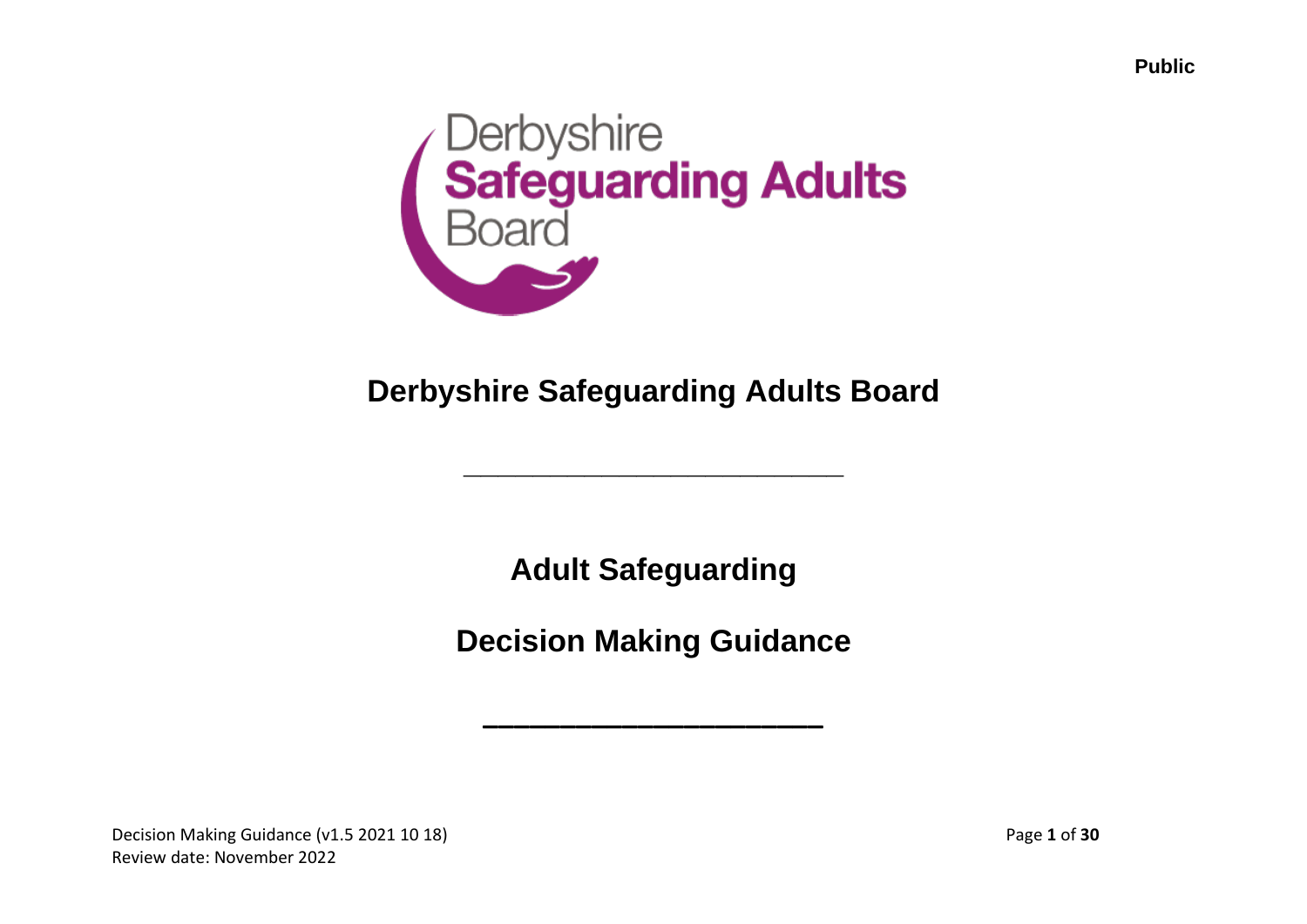Public

# Derbyshire Safeguarding Adults Board

---

## Adult Safeguarding

## Decision Making Guidance

---

Decision Making Guidance (v1.5 2021 10 18)
Review date: November 2022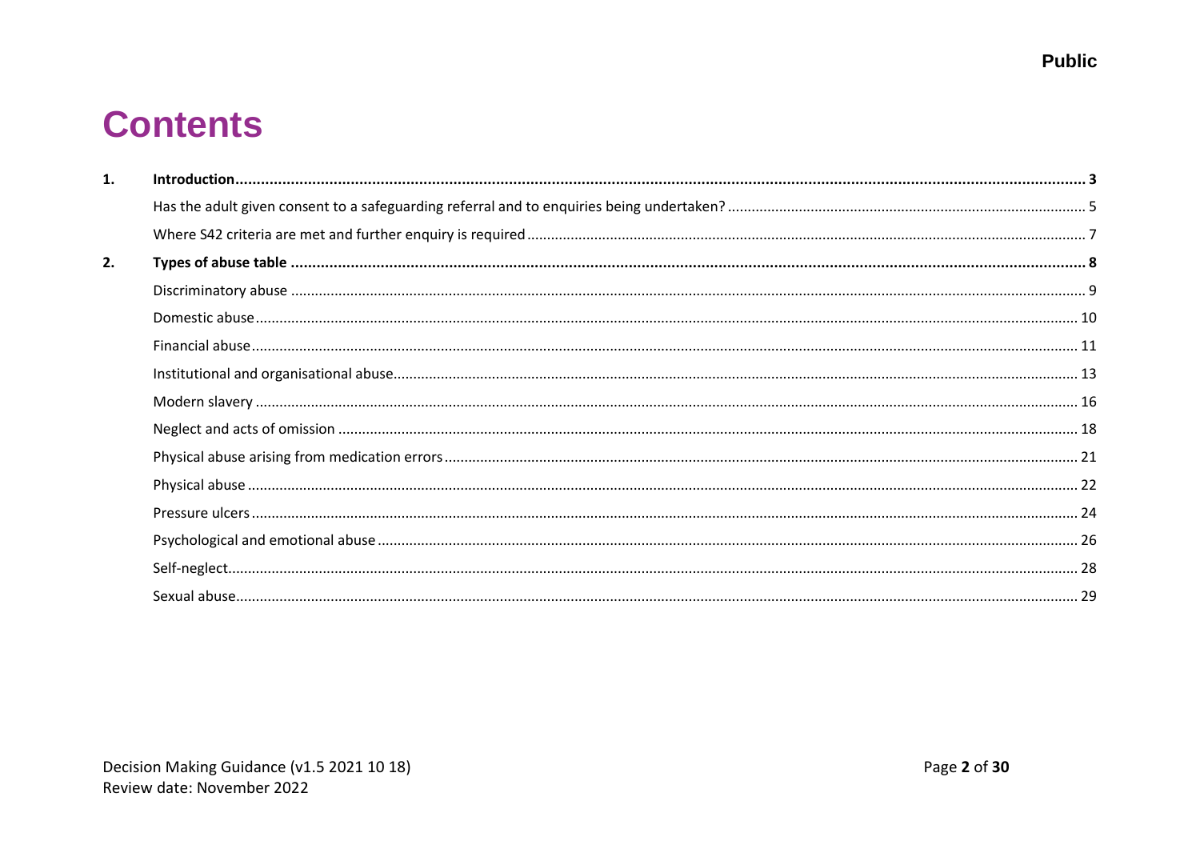# Contents

1. **Introduction** ..... 3
   - Has the adult given consent to a safeguarding referral and to enquiries being undertaken? ..... 5
   - Where S42 criteria are met and further enquiry is required ..... 7
2. **Types of abuse table** ..... 8
   - Discriminatory abuse ..... 9
   - Domestic abuse ..... 10
   - Financial abuse ..... 11
   - Institutional and organisational abuse ..... 13
   - Modern slavery ..... 16
   - Neglect and acts of omission ..... 18
   - Physical abuse arising from medication errors ..... 21
   - Physical abuse ..... 22
   - Pressure ulcers ..... 24
   - Psychological and emotional abuse ..... 26
   - Self-neglect ..... 28
   - Sexual abuse ..... 29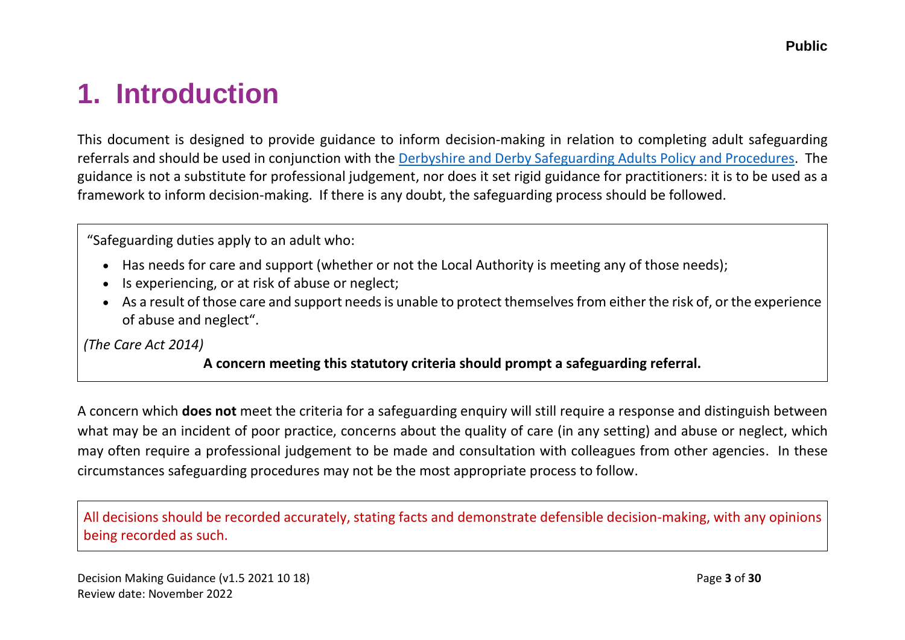# 1. Introduction

This document is designed to provide guidance to inform decision-making in relation to completing adult safeguarding referrals and should be used in conjunction with the [Derbyshire and Derby Safeguarding Adults Policy and Procedures](). The guidance is not a substitute for professional judgement, nor does it set rigid guidance for practitioners: it is to be used as a framework to inform decision-making. If there is any doubt, the safeguarding process should be followed.

> "Safeguarding duties apply to an adult who:
>
> - Has needs for care and support (whether or not the Local Authority is meeting any of those needs);
> - Is experiencing, or at risk of abuse or neglect;
> - As a result of those care and support needs is unable to protect themselves from either the risk of, or the experience of abuse and neglect".
>
> *(The Care Act 2014)*
>
> **A concern meeting this statutory criteria should prompt a safeguarding referral.**

A concern which **does not** meet the criteria for a safeguarding enquiry will still require a response and distinguish between what may be an incident of poor practice, concerns about the quality of care (in any setting) and abuse or neglect, which may often require a professional judgement to be made and consultation with colleagues from other agencies. In these circumstances safeguarding procedures may not be the most appropriate process to follow.

> All decisions should be recorded accurately, stating facts and demonstrate defensible decision-making, with any opinions being recorded as such.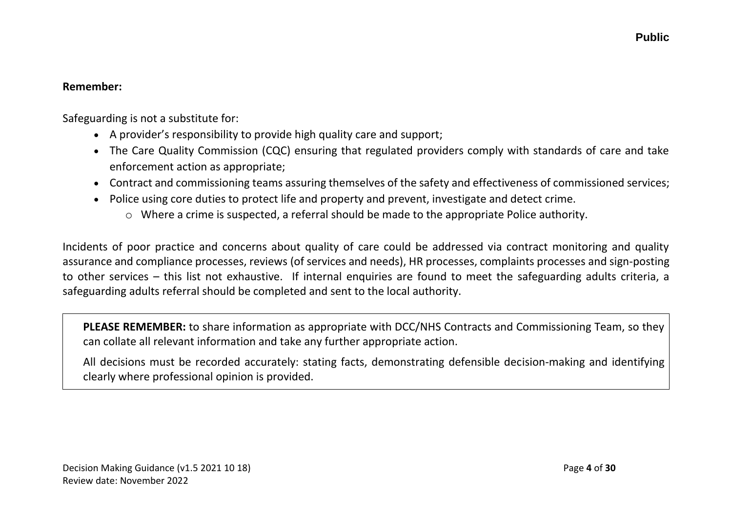**Remember:**

Safeguarding is not a substitute for:

- A provider's responsibility to provide high quality care and support;
- The Care Quality Commission (CQC) ensuring that regulated providers comply with standards of care and take enforcement action as appropriate;
- Contract and commissioning teams assuring themselves of the safety and effectiveness of commissioned services;
- Police using core duties to protect life and property and prevent, investigate and detect crime.
    - Where a crime is suspected, a referral should be made to the appropriate Police authority.

Incidents of poor practice and concerns about quality of care could be addressed via contract monitoring and quality assurance and compliance processes, reviews (of services and needs), HR processes, complaints processes and sign-posting to other services – this list not exhaustive. If internal enquiries are found to meet the safeguarding adults criteria, a safeguarding adults referral should be completed and sent to the local authority.

**PLEASE REMEMBER:** to share information as appropriate with DCC/NHS Contracts and Commissioning Team, so they can collate all relevant information and take any further appropriate action.

All decisions must be recorded accurately: stating facts, demonstrating defensible decision-making and identifying clearly where professional opinion is provided.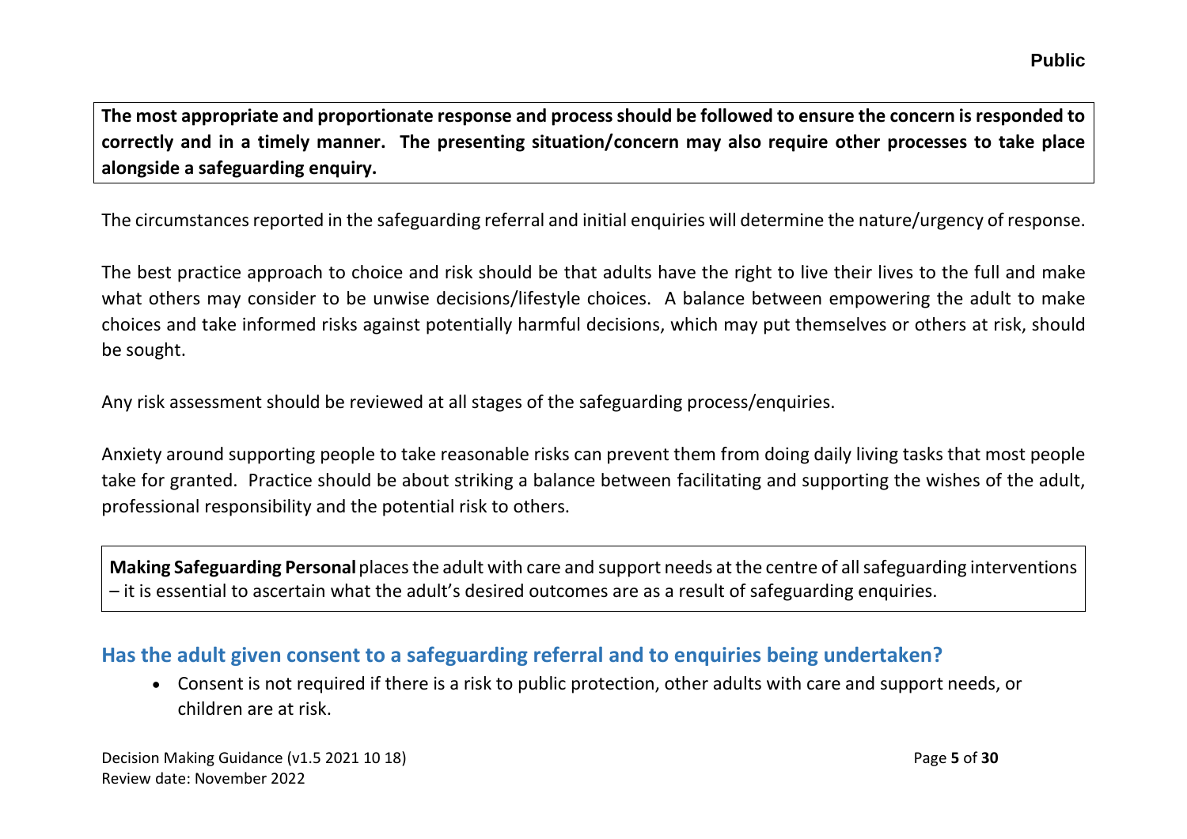**The most appropriate and proportionate response and process should be followed to ensure the concern is responded to correctly and in a timely manner. The presenting situation/concern may also require other processes to take place alongside a safeguarding enquiry.**

The circumstances reported in the safeguarding referral and initial enquiries will determine the nature/urgency of response.

The best practice approach to choice and risk should be that adults have the right to live their lives to the full and make what others may consider to be unwise decisions/lifestyle choices. A balance between empowering the adult to make choices and take informed risks against potentially harmful decisions, which may put themselves or others at risk, should be sought.

Any risk assessment should be reviewed at all stages of the safeguarding process/enquiries.

Anxiety around supporting people to take reasonable risks can prevent them from doing daily living tasks that most people take for granted. Practice should be about striking a balance between facilitating and supporting the wishes of the adult, professional responsibility and the potential risk to others.

**Making Safeguarding Personal** places the adult with care and support needs at the centre of all safeguarding interventions – it is essential to ascertain what the adult's desired outcomes are as a result of safeguarding enquiries.

## Has the adult given consent to a safeguarding referral and to enquiries being undertaken?

- Consent is not required if there is a risk to public protection, other adults with care and support needs, or children are at risk.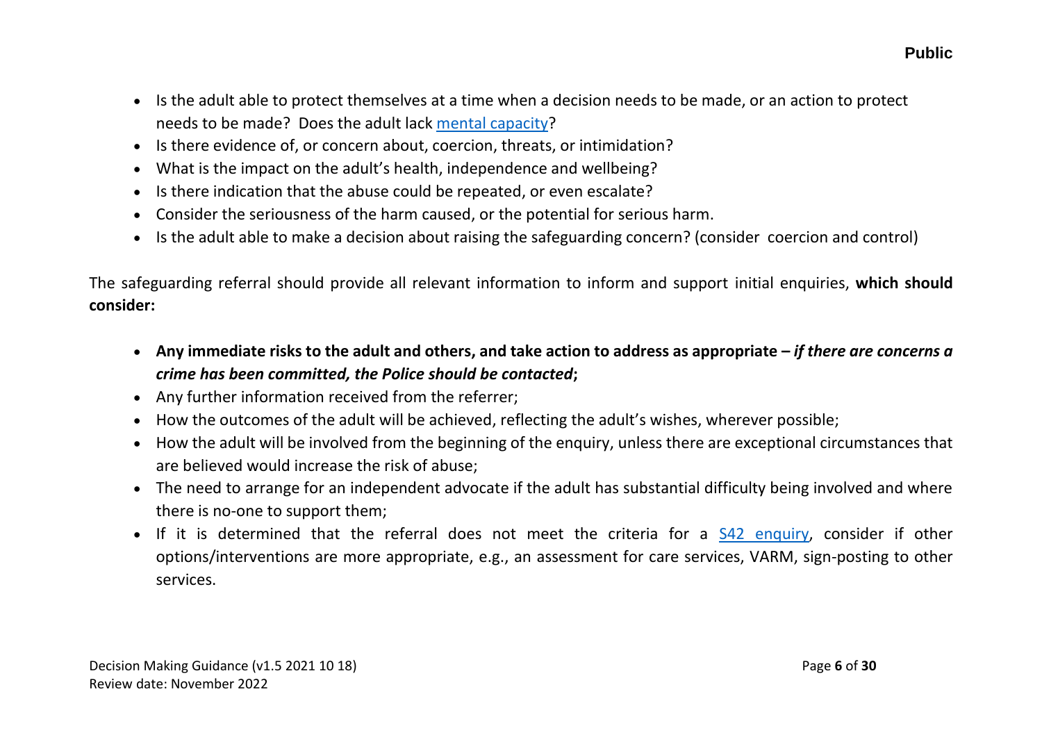- Is the adult able to protect themselves at a time when a decision needs to be made, or an action to protect needs to be made? Does the adult lack [mental capacity]?
- Is there evidence of, or concern about, coercion, threats, or intimidation?
- What is the impact on the adult's health, independence and wellbeing?
- Is there indication that the abuse could be repeated, or even escalate?
- Consider the seriousness of the harm caused, or the potential for serious harm.
- Is the adult able to make a decision about raising the safeguarding concern? (consider coercion and control)

The safeguarding referral should provide all relevant information to inform and support initial enquiries, **which should consider:**

- **Any immediate risks to the adult and others, and take action to address as appropriate –** ***if there are concerns a crime has been committed, the Police should be contacted*****;**
- Any further information received from the referrer;
- How the outcomes of the adult will be achieved, reflecting the adult's wishes, wherever possible;
- How the adult will be involved from the beginning of the enquiry, unless there are exceptional circumstances that are believed would increase the risk of abuse;
- The need to arrange for an independent advocate if the adult has substantial difficulty being involved and where there is no-one to support them;
- If it is determined that the referral does not meet the criteria for a [S42 enquiry], consider if other options/interventions are more appropriate, e.g., an assessment for care services, VARM, sign-posting to other services.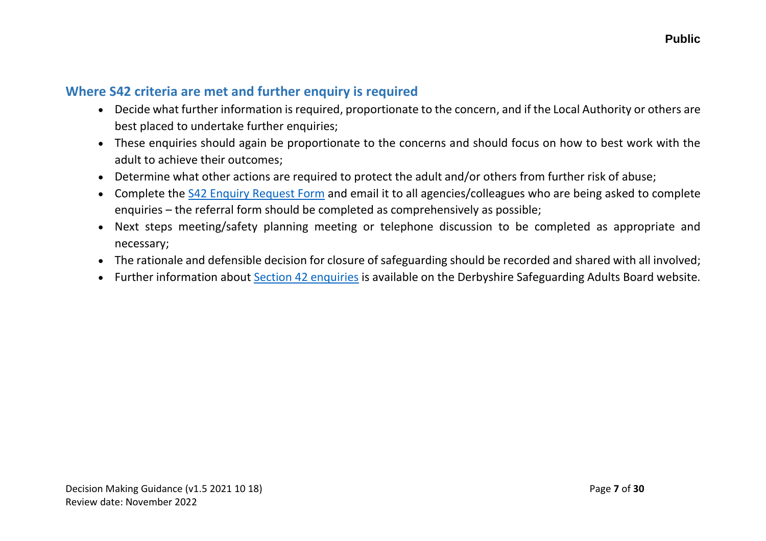## Where S42 criteria are met and further enquiry is required

- Decide what further information is required, proportionate to the concern, and if the Local Authority or others are best placed to undertake further enquiries;
- These enquiries should again be proportionate to the concerns and should focus on how to best work with the adult to achieve their outcomes;
- Determine what other actions are required to protect the adult and/or others from further risk of abuse;
- Complete the S42 Enquiry Request Form and email it to all agencies/colleagues who are being asked to complete enquiries – the referral form should be completed as comprehensively as possible;
- Next steps meeting/safety planning meeting or telephone discussion to be completed as appropriate and necessary;
- The rationale and defensible decision for closure of safeguarding should be recorded and shared with all involved;
- Further information about Section 42 enquiries is available on the Derbyshire Safeguarding Adults Board website.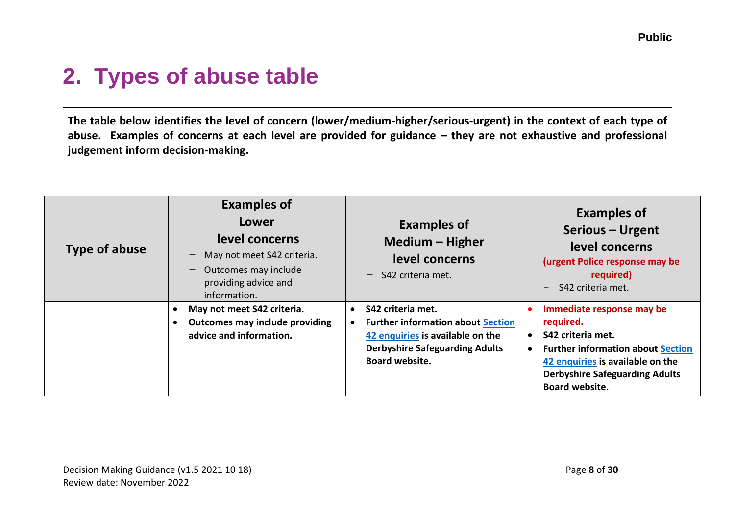# 2. Types of abuse table

**The table below identifies the level of concern (lower/medium-higher/serious-urgent) in the context of each type of abuse. Examples of concerns at each level are provided for guidance – they are not exhaustive and professional judgement inform decision-making.**

| Type of abuse | Examples of Lower level concerns<br>– May not meet S42 criteria.<br>– Outcomes may include providing advice and information. | Examples of Medium – Higher level concerns<br>– S42 criteria met. | Examples of Serious – Urgent level concerns<br>(urgent Police response may be required)<br>– S42 criteria met. |
|---|---|---|---|
| | • **May not meet S42 criteria.**<br>• **Outcomes may include providing advice and information.** | • **S42 criteria met.**<br>• **Further information about Section 42 enquiries is available on the Derbyshire Safeguarding Adults Board website.** | • **Immediate response may be required.**<br>• **S42 criteria met.**<br>• **Further information about Section 42 enquiries is available on the Derbyshire Safeguarding Adults Board website.** |

Decision Making Guidance (v1.5 2021 10 18)
Review date: November 2022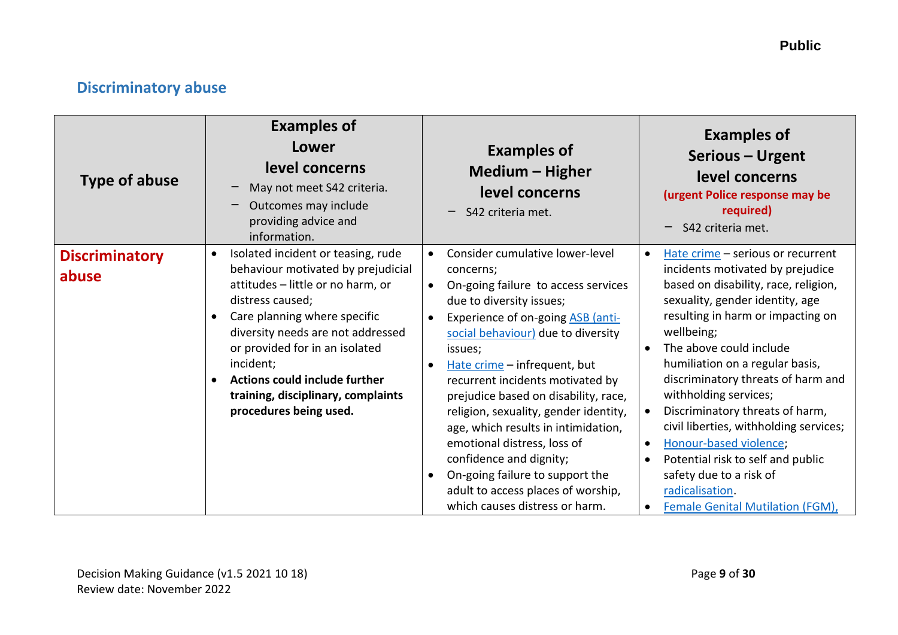## Discriminatory abuse

| Type of abuse | Examples of Lower level concerns<br>– May not meet S42 criteria.<br>– Outcomes may include providing advice and information. | Examples of Medium – Higher level concerns<br>– S42 criteria met. | Examples of Serious – Urgent level concerns<br>**(urgent Police response may be required)**<br>– S42 criteria met. |
|---|---|---|---|
| **Discriminatory abuse** | • Isolated incident or teasing, rude behaviour motivated by prejudicial attitudes – little or no harm, or distress caused;<br>• Care planning where specific diversity needs are not addressed or provided for in an isolated incident;<br>• **Actions could include further training, disciplinary, complaints procedures being used.** | • Consider cumulative lower-level concerns;<br>• On-going failure to access services due to diversity issues;<br>• Experience of on-going ASB (anti-social behaviour) due to diversity issues;<br>• Hate crime – infrequent, but recurrent incidents motivated by prejudice based on disability, race, religion, sexuality, gender identity, age, which results in intimidation, emotional distress, loss of confidence and dignity;<br>• On-going failure to support the adult to access places of worship, which causes distress or harm. | • Hate crime – serious or recurrent incidents motivated by prejudice based on disability, race, religion, sexuality, gender identity, age resulting in harm or impacting on wellbeing;<br>• The above could include humiliation on a regular basis, discriminatory threats of harm and withholding services;<br>• Discriminatory threats of harm, civil liberties, withholding services;<br>• Honour-based violence;<br>• Potential risk to self and public safety due to a risk of radicalisation.<br>• Female Genital Mutilation (FGM), |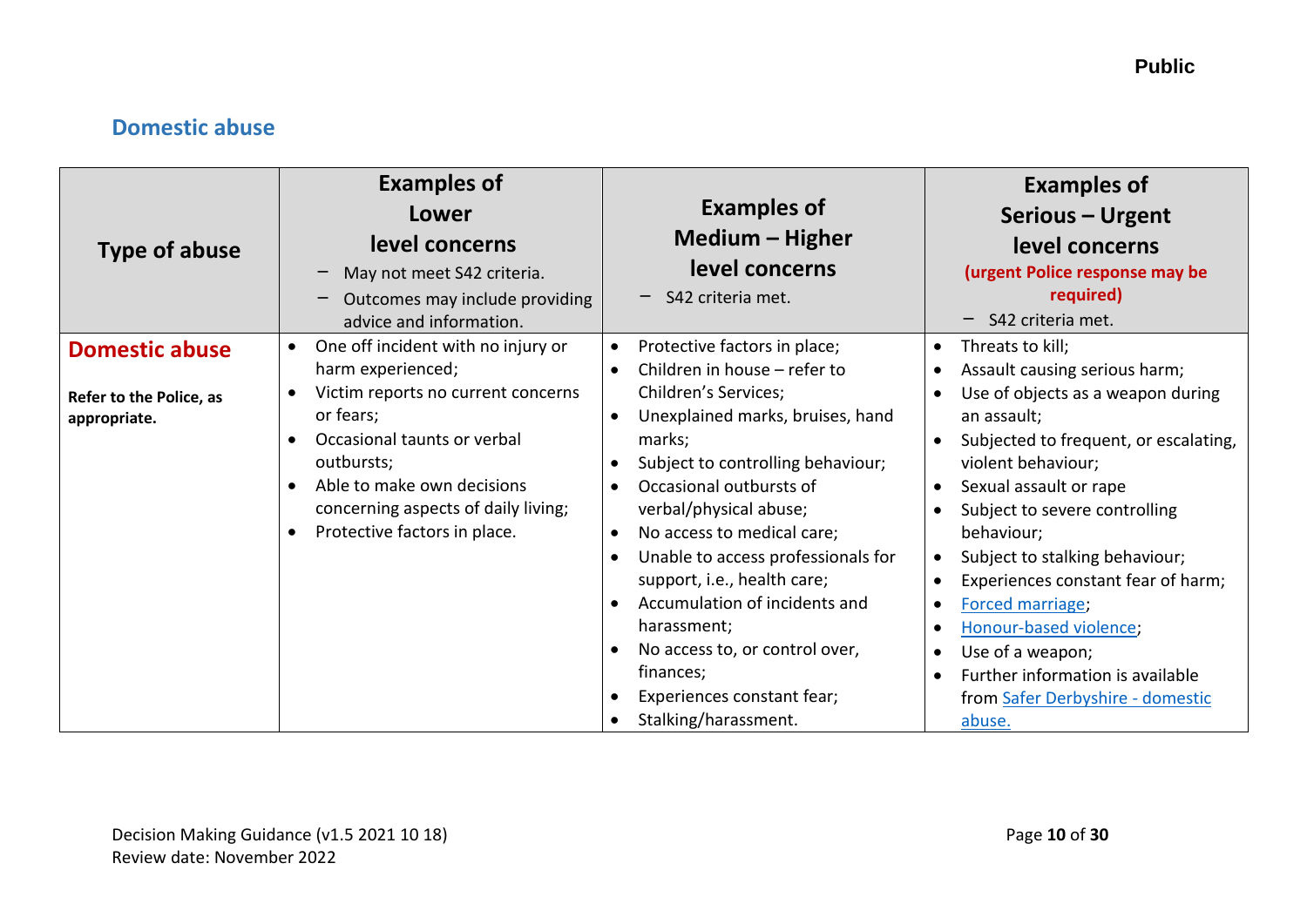## Domestic abuse

| Type of abuse | Examples of Lower level concerns<br>– May not meet S42 criteria.<br>– Outcomes may include providing advice and information. | Examples of Medium – Higher level concerns<br>– S42 criteria met. | Examples of Serious – Urgent level concerns **(urgent Police response may be required)**<br>– S42 criteria met. |
|---|---|---|---|
| **Domestic abuse**<br><br>**Refer to the Police, as appropriate.** | • One off incident with no injury or harm experienced;<br>• Victim reports no current concerns or fears;<br>• Occasional taunts or verbal outbursts;<br>• Able to make own decisions concerning aspects of daily living;<br>• Protective factors in place. | • Protective factors in place;<br>• Children in house – refer to Children's Services;<br>• Unexplained marks, bruises, hand marks;<br>• Subject to controlling behaviour;<br>• Occasional outbursts of verbal/physical abuse;<br>• No access to medical care;<br>• Unable to access professionals for support, i.e., health care;<br>• Accumulation of incidents and harassment;<br>• No access to, or control over, finances;<br>• Experiences constant fear;<br>• Stalking/harassment. | • Threats to kill;<br>• Assault causing serious harm;<br>• Use of objects as a weapon during an assault;<br>• Subjected to frequent, or escalating, violent behaviour;<br>• Sexual assault or rape<br>• Subject to severe controlling behaviour;<br>• Subject to stalking behaviour;<br>• Experiences constant fear of harm;<br>• Forced marriage;<br>• Honour-based violence;<br>• Use of a weapon;<br>• Further information is available from Safer Derbyshire - domestic abuse. |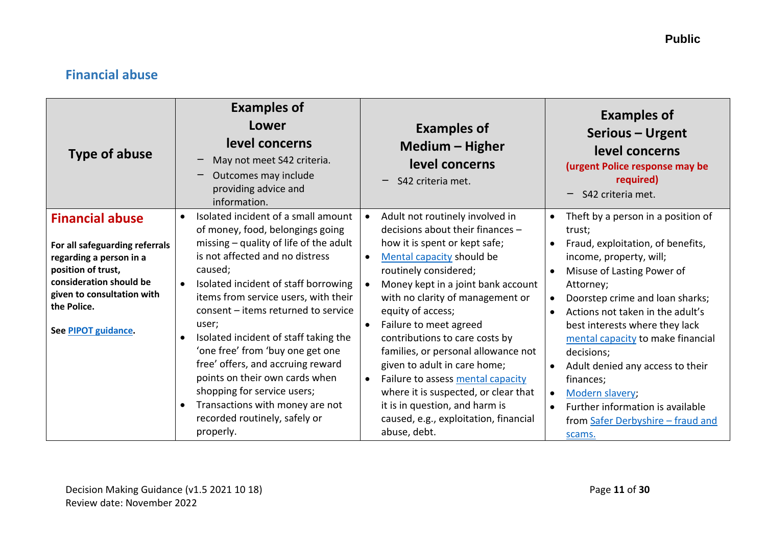## Financial abuse

| Type of abuse | Examples of Lower level concerns<br>– May not meet S42 criteria.<br>– Outcomes may include providing advice and information. | Examples of Medium – Higher level concerns<br>– S42 criteria met. | Examples of Serious – Urgent level concerns<br>**(urgent Police response may be required)**<br>– S42 criteria met. |
|---|---|---|---|
| **Financial abuse**<br><br>**For all safeguarding referrals regarding a person in a position of trust, consideration should be given to consultation with the Police.**<br><br>**See PIPOT guidance.** | • Isolated incident of a small amount of money, food, belongings going missing – quality of life of the adult is not affected and no distress caused;<br>• Isolated incident of staff borrowing items from service users, with their consent – items returned to service user;<br>• Isolated incident of staff taking the 'one free' from 'buy one get one free' offers, and accruing reward points on their own cards when shopping for service users;<br>• Transactions with money are not recorded routinely, safely or properly. | • Adult not routinely involved in decisions about their finances – how it is spent or kept safe;<br>• Mental capacity should be routinely considered;<br>• Money kept in a joint bank account with no clarity of management or equity of access;<br>• Failure to meet agreed contributions to care costs by families, or personal allowance not given to adult in care home;<br>• Failure to assess mental capacity where it is suspected, or clear that it is in question, and harm is caused, e.g., exploitation, financial abuse, debt. | • Theft by a person in a position of trust;<br>• Fraud, exploitation, of benefits, income, property, will;<br>• Misuse of Lasting Power of Attorney;<br>• Doorstep crime and loan sharks;<br>• Actions not taken in the adult's best interests where they lack mental capacity to make financial decisions;<br>• Adult denied any access to their finances;<br>• Modern slavery;<br>• Further information is available from Safer Derbyshire – fraud and scams. |

Decision Making Guidance (v1.5 2021 10 18)
Review date: November 2022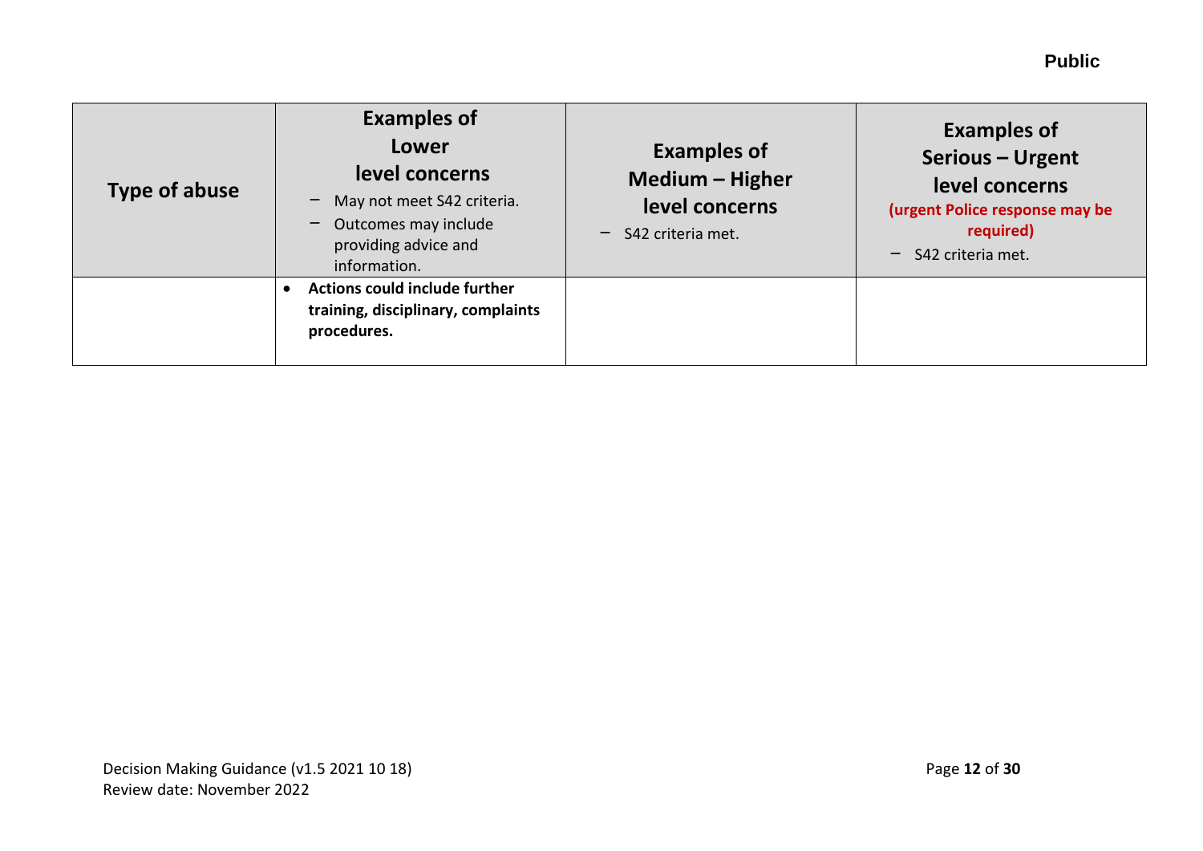| Type of abuse | Examples of Lower level concerns<br>– May not meet S42 criteria.<br>– Outcomes may include providing advice and information. | Examples of Medium – Higher level concerns<br>– S42 criteria met. | Examples of Serious – Urgent level concerns **(urgent Police response may be required)**<br>– S42 criteria met. |
|---|---|---|---|
| | • **Actions could include further training, disciplinary, complaints procedures.** | | |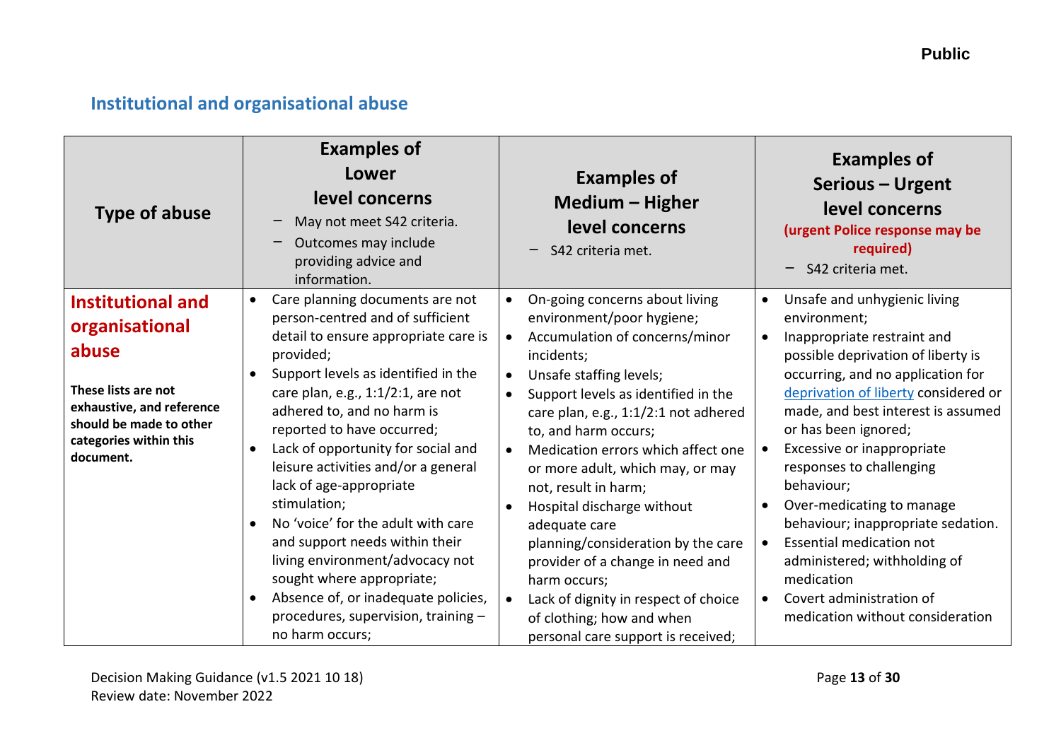## Institutional and organisational abuse

| Type of abuse | Examples of Lower level concerns<br>– May not meet S42 criteria.<br>– Outcomes may include providing advice and information. | Examples of Medium – Higher level concerns<br>– S42 criteria met. | Examples of Serious – Urgent level concerns<br>(urgent Police response may be required)<br>– S42 criteria met. |
|---|---|---|---|
| **Institutional and organisational abuse**<br><br>**These lists are not exhaustive, and reference should be made to other categories within this document.** | • Care planning documents are not person-centred and of sufficient detail to ensure appropriate care is provided;<br>• Support levels as identified in the care plan, e.g., 1:1/2:1, are not adhered to, and no harm is reported to have occurred;<br>• Lack of opportunity for social and leisure activities and/or a general lack of age-appropriate stimulation;<br>• No 'voice' for the adult with care and support needs within their living environment/advocacy not sought where appropriate;<br>• Absence of, or inadequate policies, procedures, supervision, training – no harm occurs; | • On-going concerns about living environment/poor hygiene;<br>• Accumulation of concerns/minor incidents;<br>• Unsafe staffing levels;<br>• Support levels as identified in the care plan, e.g., 1:1/2:1 not adhered to, and harm occurs;<br>• Medication errors which affect one or more adult, which may, or may not, result in harm;<br>• Hospital discharge without adequate care planning/consideration by the care provider of a change in need and harm occurs;<br>• Lack of dignity in respect of choice of clothing; how and when personal care support is received; | • Unsafe and unhygienic living environment;<br>• Inappropriate restraint and possible deprivation of liberty is occurring, and no application for deprivation of liberty considered or made, and best interest is assumed or has been ignored;<br>• Excessive or inappropriate responses to challenging behaviour;<br>• Over-medicating to manage behaviour; inappropriate sedation.<br>• Essential medication not administered; withholding of medication<br>• Covert administration of medication without consideration |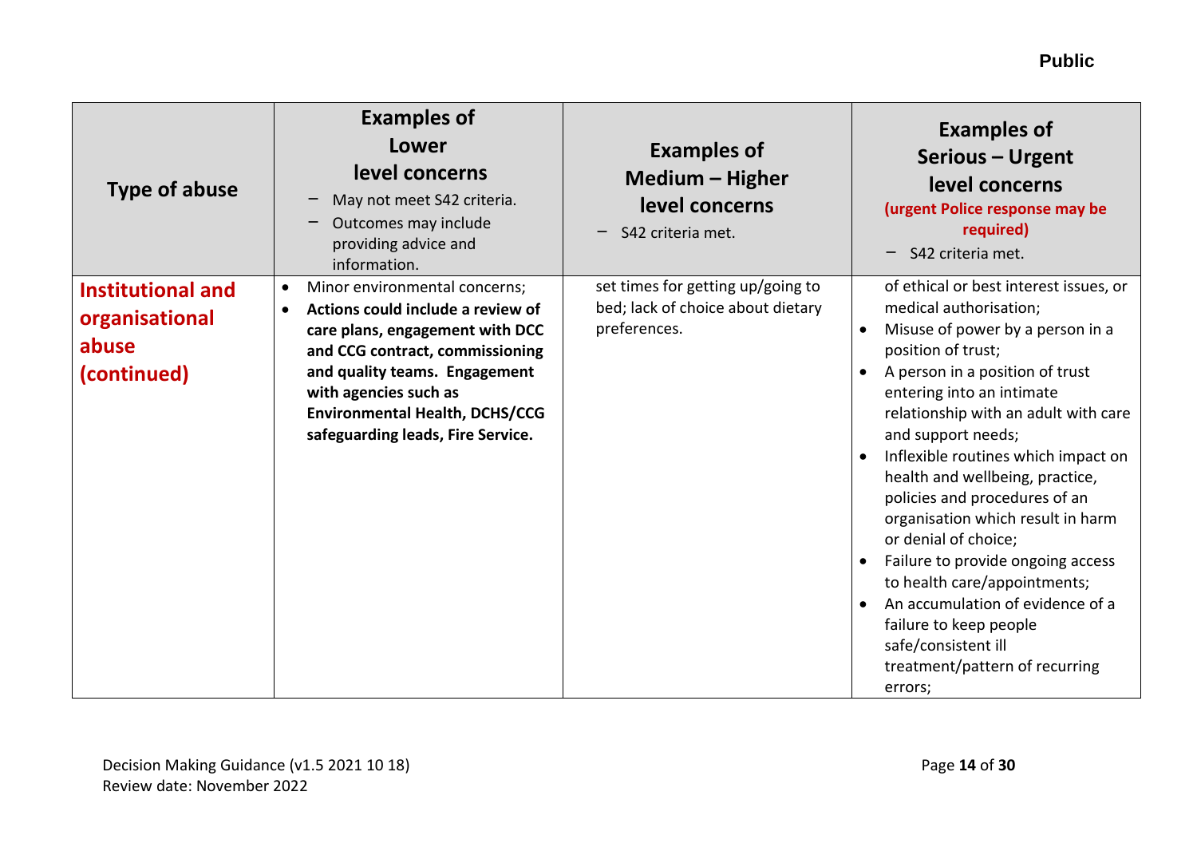| Type of abuse | Examples of Lower level concerns<br>– May not meet S42 criteria.<br>– Outcomes may include providing advice and information. | Examples of Medium – Higher level concerns<br>– S42 criteria met. | Examples of Serious – Urgent level concerns<br>**(urgent Police response may be required)**<br>– S42 criteria met. |
| --- | --- | --- | --- |
| **Institutional and organisational abuse (continued)** | • Minor environmental concerns;<br>• **Actions could include a review of care plans, engagement with DCC and CCG contract, commissioning and quality teams. Engagement with agencies such as Environmental Health, DCHS/CCG safeguarding leads, Fire Service.** | set times for getting up/going to bed; lack of choice about dietary preferences. | of ethical or best interest issues, or medical authorisation;<br>• Misuse of power by a person in a position of trust;<br>• A person in a position of trust entering into an intimate relationship with an adult with care and support needs;<br>• Inflexible routines which impact on health and wellbeing, practice, policies and procedures of an organisation which result in harm or denial of choice;<br>• Failure to provide ongoing access to health care/appointments;<br>• An accumulation of evidence of a failure to keep people safe/consistent ill treatment/pattern of recurring errors; |

Decision Making Guidance (v1.5 2021 10 18)
Review date: November 2022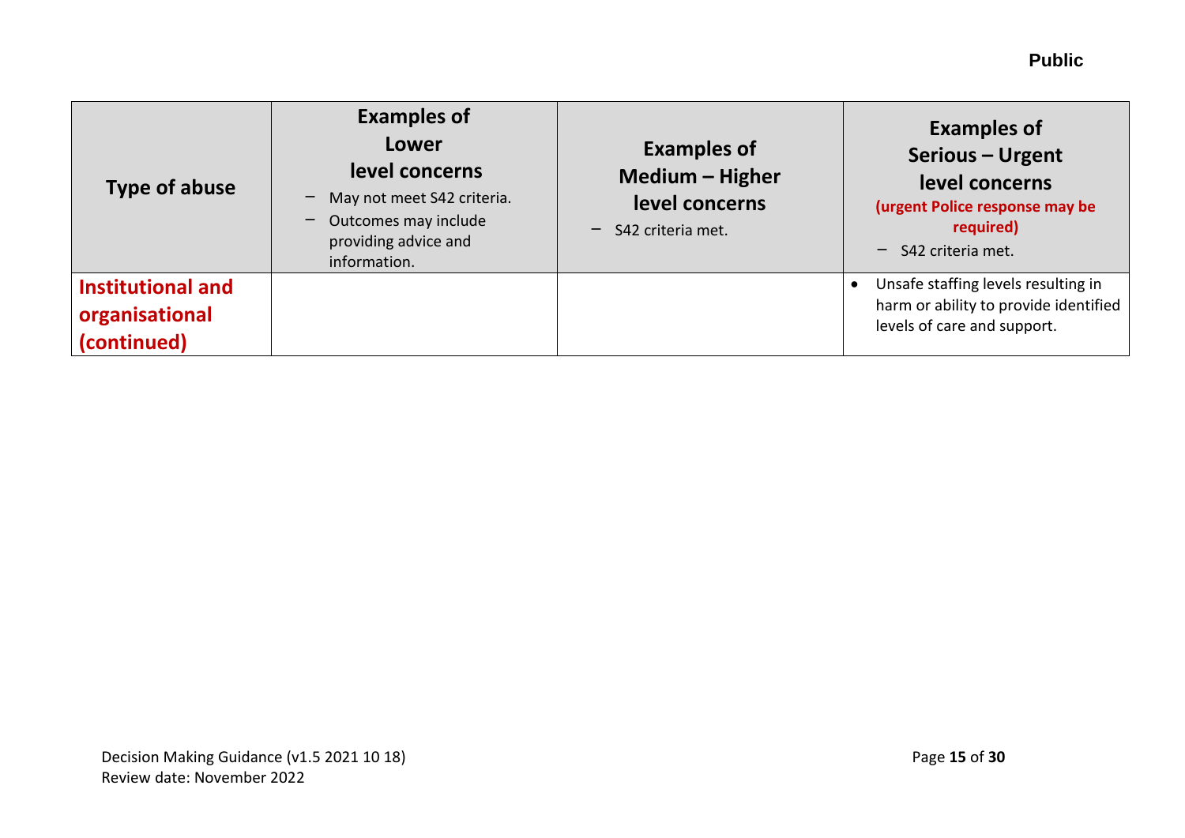| Type of abuse | Examples of Lower level concerns<br>– May not meet S42 criteria.<br>– Outcomes may include providing advice and information. | Examples of Medium – Higher level concerns<br>– S42 criteria met. | Examples of Serious – Urgent level concerns<br>**(urgent Police response may be required)**<br>– S42 criteria met. |
|---|---|---|---|
| **Institutional and organisational (continued)** | | | • Unsafe staffing levels resulting in harm or ability to provide identified levels of care and support. |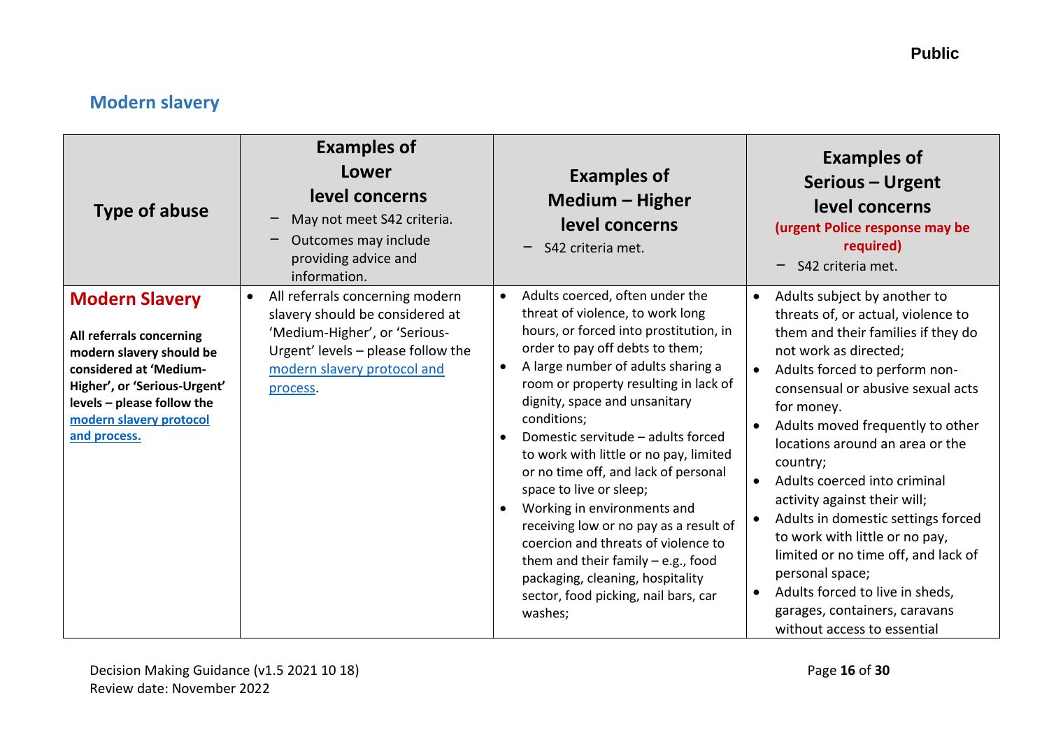## Modern slavery

| Type of abuse | Examples of Lower level concerns<br>– May not meet S42 criteria.<br>– Outcomes may include providing advice and information. | Examples of Medium – Higher level concerns<br>– S42 criteria met. | Examples of Serious – Urgent level concerns<br>**(urgent Police response may be required)**<br>– S42 criteria met. |
|---|---|---|---|
| **Modern Slavery**<br><br>**All referrals concerning modern slavery should be considered at 'Medium-Higher', or 'Serious-Urgent' levels – please follow the [modern slavery protocol and process.]()** | • All referrals concerning modern slavery should be considered at 'Medium-Higher', or 'Serious-Urgent' levels – please follow the [modern slavery protocol and process](). | • Adults coerced, often under the threat of violence, to work long hours, or forced into prostitution, in order to pay off debts to them;<br>• A large number of adults sharing a room or property resulting in lack of dignity, space and unsanitary conditions;<br>• Domestic servitude – adults forced to work with little or no pay, limited or no time off, and lack of personal space to live or sleep;<br>• Working in environments and receiving low or no pay as a result of coercion and threats of violence to them and their family – e.g., food packaging, cleaning, hospitality sector, food picking, nail bars, car washes; | • Adults subject by another to threats of, or actual, violence to them and their families if they do not work as directed;<br>• Adults forced to perform non-consensual or abusive sexual acts for money.<br>• Adults moved frequently to other locations around an area or the country;<br>• Adults coerced into criminal activity against their will;<br>• Adults in domestic settings forced to work with little or no pay, limited or no time off, and lack of personal space;<br>• Adults forced to live in sheds, garages, containers, caravans without access to essential |

Decision Making Guidance (v1.5 2021 10 18)
Review date: November 2022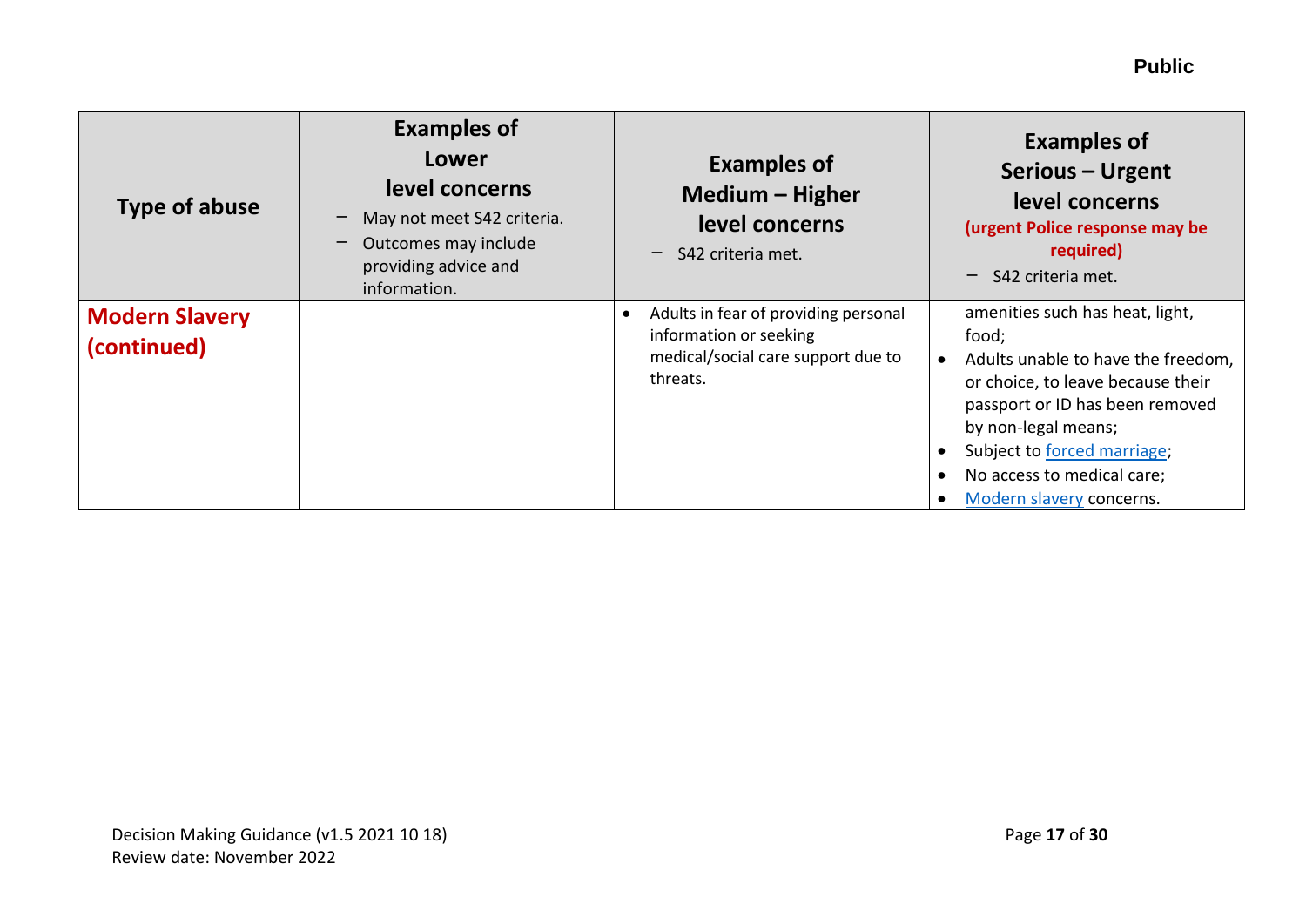| Type of abuse | Examples of Lower level concerns<br>– May not meet S42 criteria.<br>– Outcomes may include providing advice and information. | Examples of Medium – Higher level concerns<br>– S42 criteria met. | Examples of Serious – Urgent level concerns<br>**(urgent Police response may be required)**<br>– S42 criteria met. |
|---|---|---|---|
| **Modern Slavery (continued)** | | • Adults in fear of providing personal information or seeking medical/social care support due to threats. | amenities such has heat, light, food;<br>• Adults unable to have the freedom, or choice, to leave because their passport or ID has been removed by non-legal means;<br>• Subject to forced marriage;<br>• No access to medical care;<br>• Modern slavery concerns. |

Decision Making Guidance (v1.5 2021 10 18)
Review date: November 2022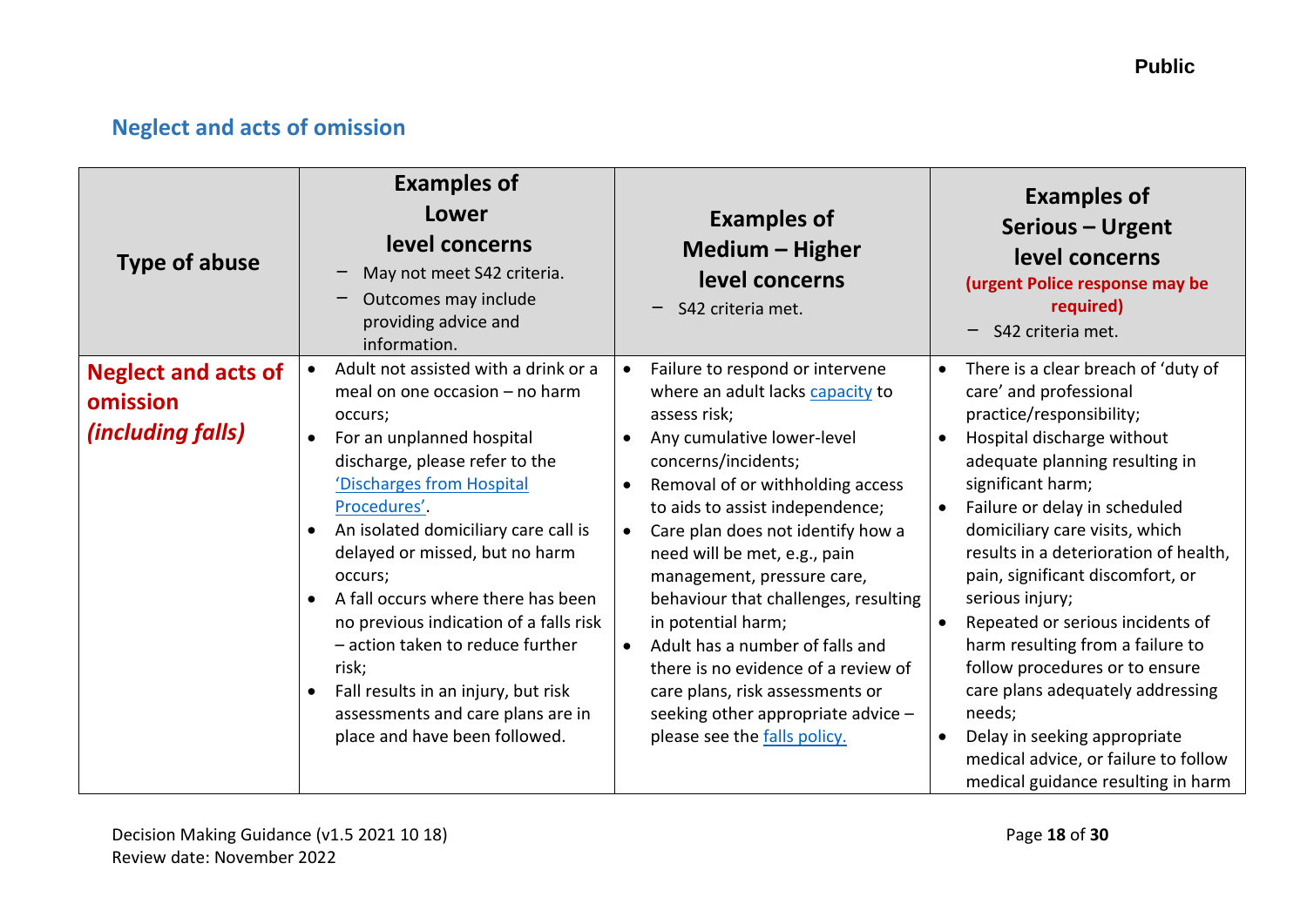## Neglect and acts of omission

| Type of abuse | Examples of Lower level concerns<br>– May not meet S42 criteria.<br>– Outcomes may include providing advice and information. | Examples of Medium – Higher level concerns<br>– S42 criteria met. | Examples of Serious – Urgent level concerns **(urgent Police response may be required)**<br>– S42 criteria met. |
|---|---|---|---|
| **Neglect and acts of omission *(including falls)*** | • Adult not assisted with a drink or a meal on one occasion – no harm occurs;<br>• For an unplanned hospital discharge, please refer to the 'Discharges from Hospital Procedures'.<br>• An isolated domiciliary care call is delayed or missed, but no harm occurs;<br>• A fall occurs where there has been no previous indication of a falls risk – action taken to reduce further risk;<br>• Fall results in an injury, but risk assessments and care plans are in place and have been followed. | • Failure to respond or intervene where an adult lacks capacity to assess risk;<br>• Any cumulative lower-level concerns/incidents;<br>• Removal of or withholding access to aids to assist independence;<br>• Care plan does not identify how a need will be met, e.g., pain management, pressure care, behaviour that challenges, resulting in potential harm;<br>• Adult has a number of falls and there is no evidence of a review of care plans, risk assessments or seeking other appropriate advice – please see the falls policy. | • There is a clear breach of 'duty of care' and professional practice/responsibility;<br>• Hospital discharge without adequate planning resulting in significant harm;<br>• Failure or delay in scheduled domiciliary care visits, which results in a deterioration of health, pain, significant discomfort, or serious injury;<br>• Repeated or serious incidents of harm resulting from a failure to follow procedures or to ensure care plans adequately addressing needs;<br>• Delay in seeking appropriate medical advice, or failure to follow medical guidance resulting in harm |

Decision Making Guidance (v1.5 2021 10 18)
Review date: November 2022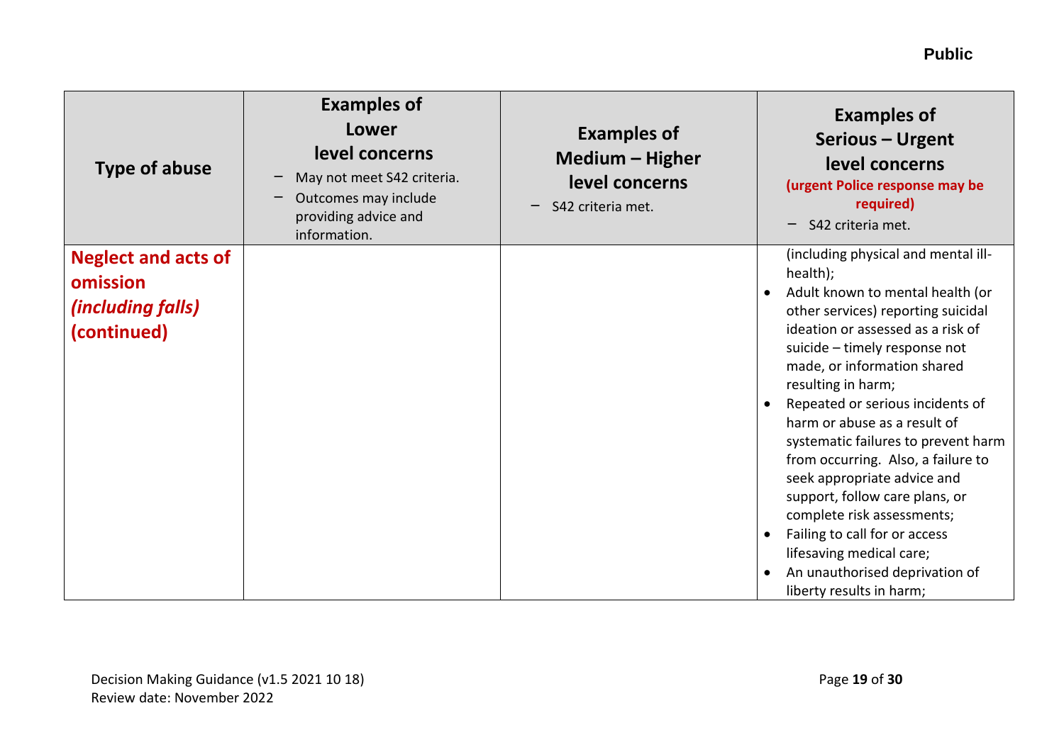| Type of abuse | Examples of Lower level concerns<br>– May not meet S42 criteria.<br>– Outcomes may include providing advice and information. | Examples of Medium – Higher level concerns<br>– S42 criteria met. | Examples of Serious – Urgent level concerns<br>**(urgent Police response may be required)**<br>– S42 criteria met. |
|---|---|---|---|
| **Neglect and acts of omission *(including falls)* (continued)** | | | (including physical and mental ill-health);<br>• Adult known to mental health (or other services) reporting suicidal ideation or assessed as a risk of suicide – timely response not made, or information shared resulting in harm;<br>• Repeated or serious incidents of harm or abuse as a result of systematic failures to prevent harm from occurring. Also, a failure to seek appropriate advice and support, follow care plans, or complete risk assessments;<br>• Failing to call for or access lifesaving medical care;<br>• An unauthorised deprivation of liberty results in harm; |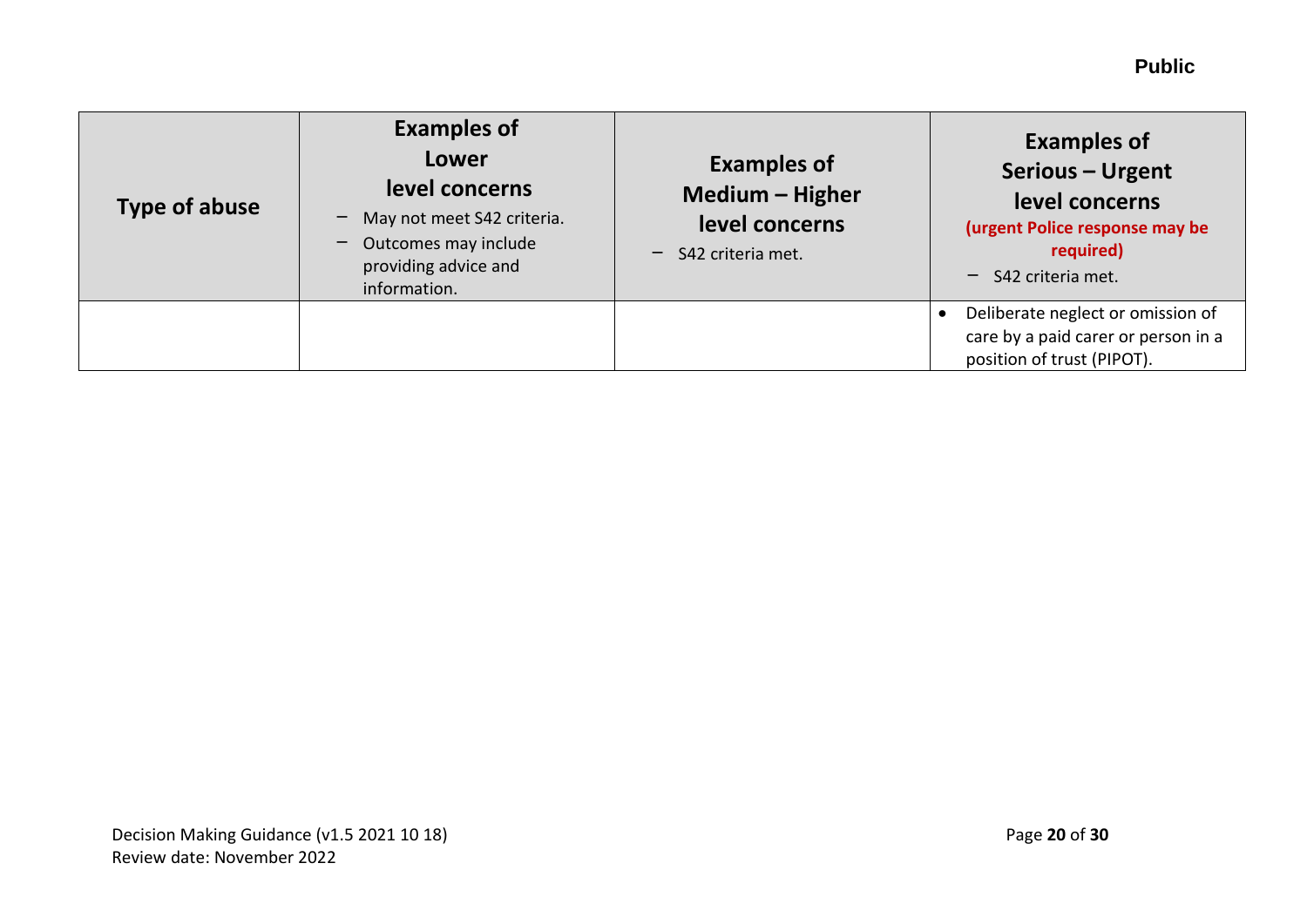| Type of abuse | Examples of Lower level concerns<br>– May not meet S42 criteria.<br>– Outcomes may include providing advice and information. | Examples of Medium – Higher level concerns<br>– S42 criteria met. | Examples of Serious – Urgent level concerns **(urgent Police response may be required)**<br>– S42 criteria met. |
|---|---|---|---|
| | | | • Deliberate neglect or omission of care by a paid carer or person in a position of trust (PIPOT). |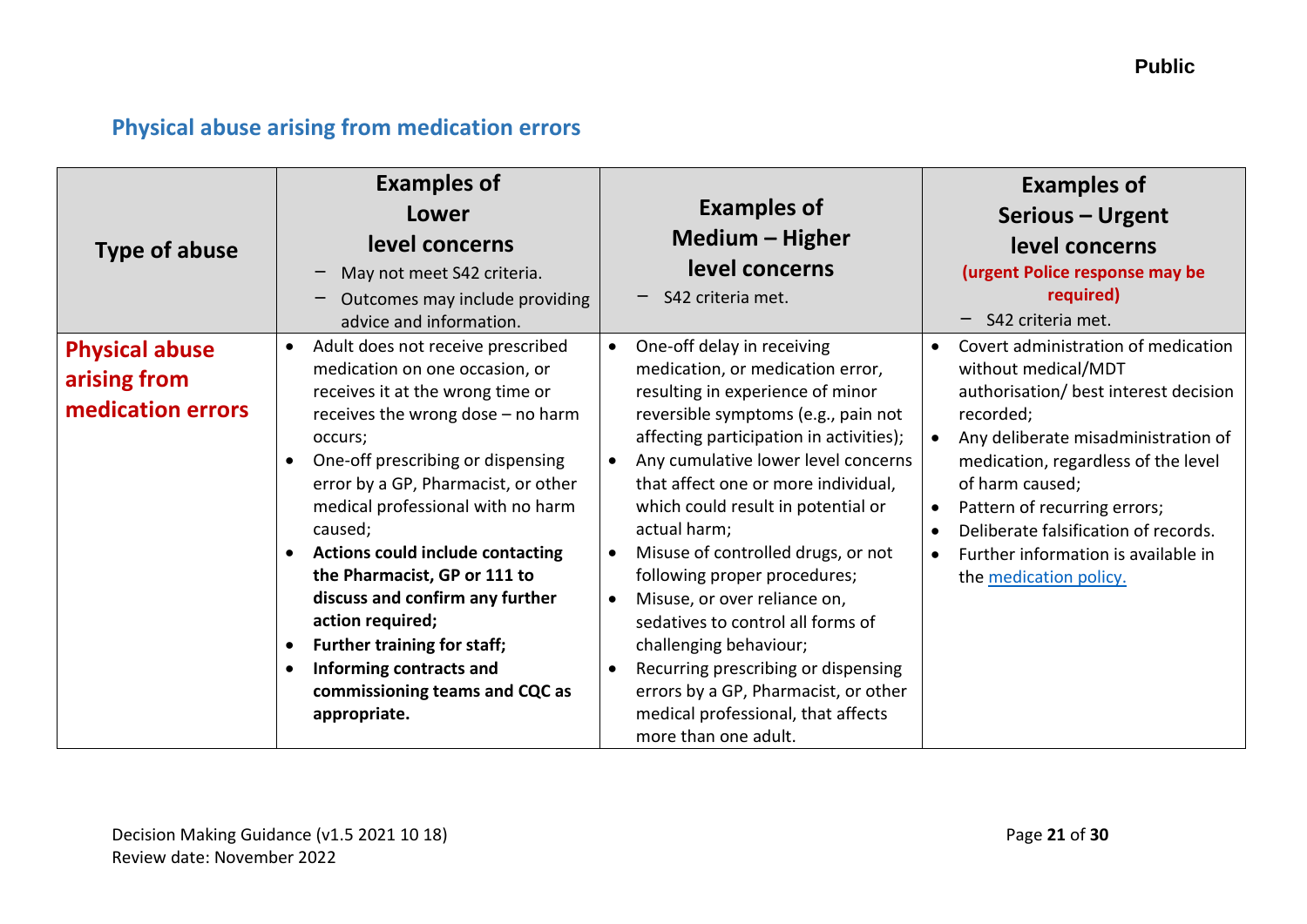## Physical abuse arising from medication errors

| Type of abuse | Examples of Lower level concerns<br>– May not meet S42 criteria.<br>– Outcomes may include providing advice and information. | Examples of Medium – Higher level concerns<br>– S42 criteria met. | Examples of Serious – Urgent level concerns<br>(urgent Police response may be required)<br>– S42 criteria met. |
|---|---|---|---|
| **Physical abuse arising from medication errors** | • Adult does not receive prescribed medication on one occasion, or receives it at the wrong time or receives the wrong dose – no harm occurs;<br>• One-off prescribing or dispensing error by a GP, Pharmacist, or other medical professional with no harm caused;<br>• **Actions could include contacting the Pharmacist, GP or 111 to discuss and confirm any further action required;**<br>• **Further training for staff;**<br>• **Informing contracts and commissioning teams and CQC as appropriate.** | • One-off delay in receiving medication, or medication error, resulting in experience of minor reversible symptoms (e.g., pain not affecting participation in activities);<br>• Any cumulative lower level concerns that affect one or more individual, which could result in potential or actual harm;<br>• Misuse of controlled drugs, or not following proper procedures;<br>• Misuse, or over reliance on, sedatives to control all forms of challenging behaviour;<br>• Recurring prescribing or dispensing errors by a GP, Pharmacist, or other medical professional, that affects more than one adult. | • Covert administration of medication without medical/MDT authorisation/ best interest decision recorded;<br>• Any deliberate misadministration of medication, regardless of the level of harm caused;<br>• Pattern of recurring errors;<br>• Deliberate falsification of records.<br>• Further information is available in the medication policy. |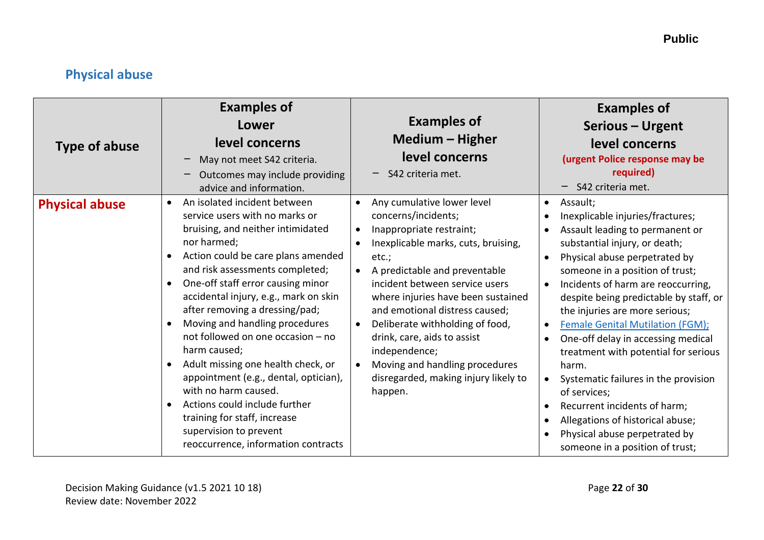## Physical abuse

| Type of abuse | Examples of Lower level concerns <br> – May not meet S42 criteria. <br> – Outcomes may include providing advice and information. | Examples of Medium – Higher level concerns <br> – S42 criteria met. | Examples of Serious – Urgent level concerns **(urgent Police response may be required)** <br> – S42 criteria met. |
|---|---|---|---|
| **Physical abuse** | • An isolated incident between service users with no marks or bruising, and neither intimidated nor harmed; <br> • Action could be care plans amended and risk assessments completed; <br> • One-off staff error causing minor accidental injury, e.g., mark on skin after removing a dressing/pad; <br> • Moving and handling procedures not followed on one occasion – no harm caused; <br> • Adult missing one health check, or appointment (e.g., dental, optician), with no harm caused. <br> • Actions could include further training for staff, increase supervision to prevent reoccurrence, information contracts | • Any cumulative lower level concerns/incidents; <br> • Inappropriate restraint; <br> • Inexplicable marks, cuts, bruising, etc.; <br> • A predictable and preventable incident between service users where injuries have been sustained and emotional distress caused; <br> • Deliberate withholding of food, drink, care, aids to assist independence; <br> • Moving and handling procedures disregarded, making injury likely to happen. | • Assault; <br> • Inexplicable injuries/fractures; <br> • Assault leading to permanent or substantial injury, or death; <br> • Physical abuse perpetrated by someone in a position of trust; <br> • Incidents of harm are reoccurring, despite being predictable by staff, or the injuries are more serious; <br> • Female Genital Mutilation (FGM); <br> • One-off delay in accessing medical treatment with potential for serious harm. <br> • Systematic failures in the provision of services; <br> • Recurrent incidents of harm; <br> • Allegations of historical abuse; <br> • Physical abuse perpetrated by someone in a position of trust; |

Decision Making Guidance (v1.5 2021 10 18)
Review date: November 2022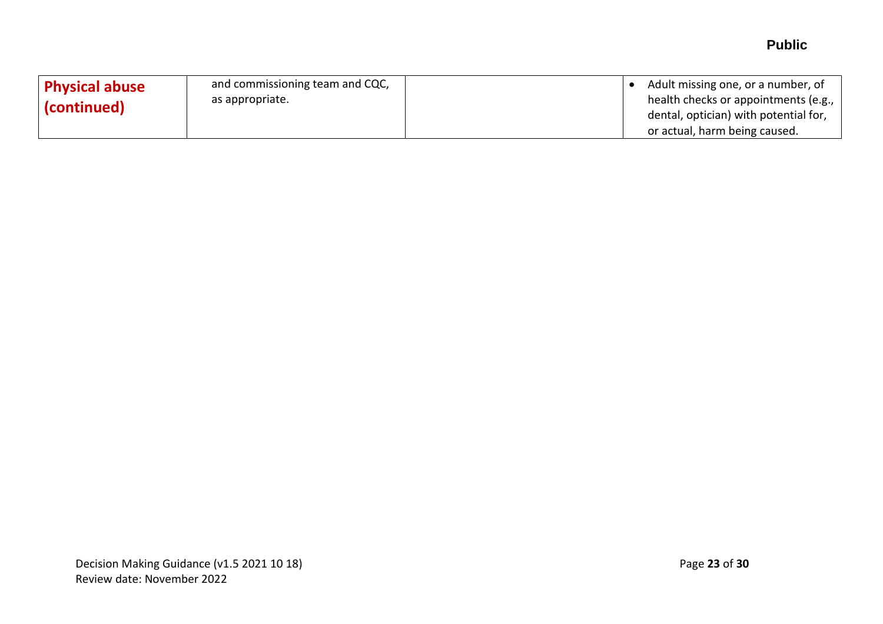| **Physical abuse (continued)** | and commissioning team and CQC, as appropriate. | | • Adult missing one, or a number, of health checks or appointments (e.g., dental, optician) with potential for, or actual, harm being caused. |
|---|---|---|---|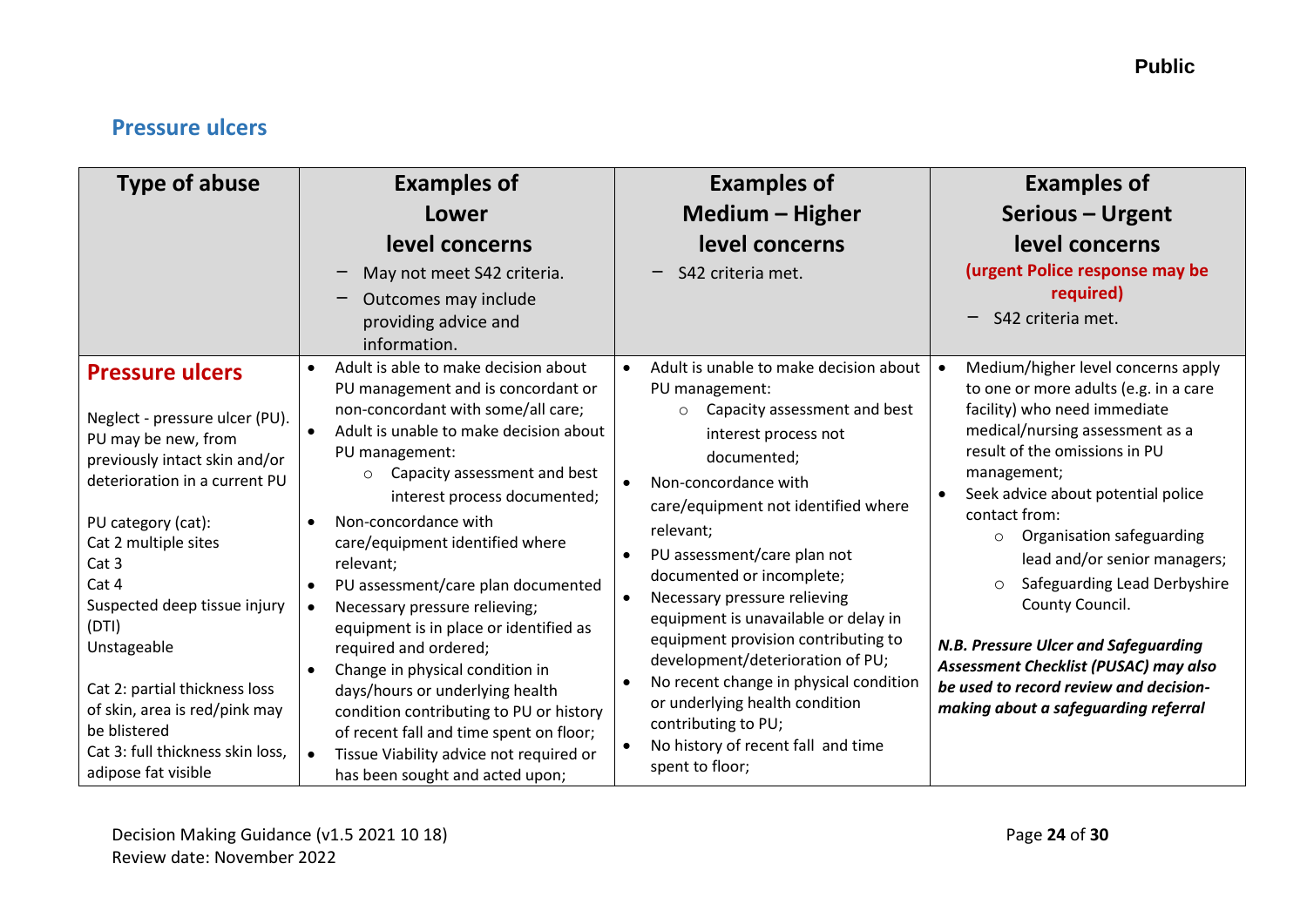## Pressure ulcers

| Type of abuse | Examples of Lower level concerns<br>– May not meet S42 criteria.<br>– Outcomes may include providing advice and information. | Examples of Medium – Higher level concerns<br>– S42 criteria met. | Examples of Serious – Urgent level concerns<br>(urgent Police response may be required)<br>– S42 criteria met. |
|---|---|---|---|
| **Pressure ulcers**<br><br>Neglect - pressure ulcer (PU). PU may be new, from previously intact skin and/or deterioration in a current PU<br><br>PU category (cat):<br>Cat 2 multiple sites<br>Cat 3<br>Cat 4<br>Suspected deep tissue injury (DTI)<br>Unstageable<br><br>Cat 2: partial thickness loss of skin, area is red/pink may be blistered<br>Cat 3: full thickness skin loss, adipose fat visible | • Adult is able to make decision about PU management and is concordant or non-concordant with some/all care;<br>• Adult is unable to make decision about PU management:<br>  ○ Capacity assessment and best interest process documented;<br>• Non-concordance with care/equipment identified where relevant;<br>• PU assessment/care plan documented<br>• Necessary pressure relieving; equipment is in place or identified as required and ordered;<br>• Change in physical condition in days/hours or underlying health condition contributing to PU or history of recent fall and time spent on floor;<br>• Tissue Viability advice not required or has been sought and acted upon; | • Adult is unable to make decision about PU management:<br>  ○ Capacity assessment and best interest process not documented;<br>• Non-concordance with care/equipment not identified where relevant;<br>• PU assessment/care plan not documented or incomplete;<br>• Necessary pressure relieving equipment is unavailable or delay in equipment provision contributing to development/deterioration of PU;<br>• No recent change in physical condition or underlying health condition contributing to PU;<br>• No history of recent fall and time spent to floor; | • Medium/higher level concerns apply to one or more adults (e.g. in a care facility) who need immediate medical/nursing assessment as a result of the omissions in PU management;<br>• Seek advice about potential police contact from:<br>  ○ Organisation safeguarding lead and/or senior managers;<br>  ○ Safeguarding Lead Derbyshire County Council.<br><br>***N.B. Pressure Ulcer and Safeguarding Assessment Checklist (PUSAC) may also be used to record review and decision-making about a safeguarding referral*** |

Decision Making Guidance (v1.5 2021 10 18)
Review date: November 2022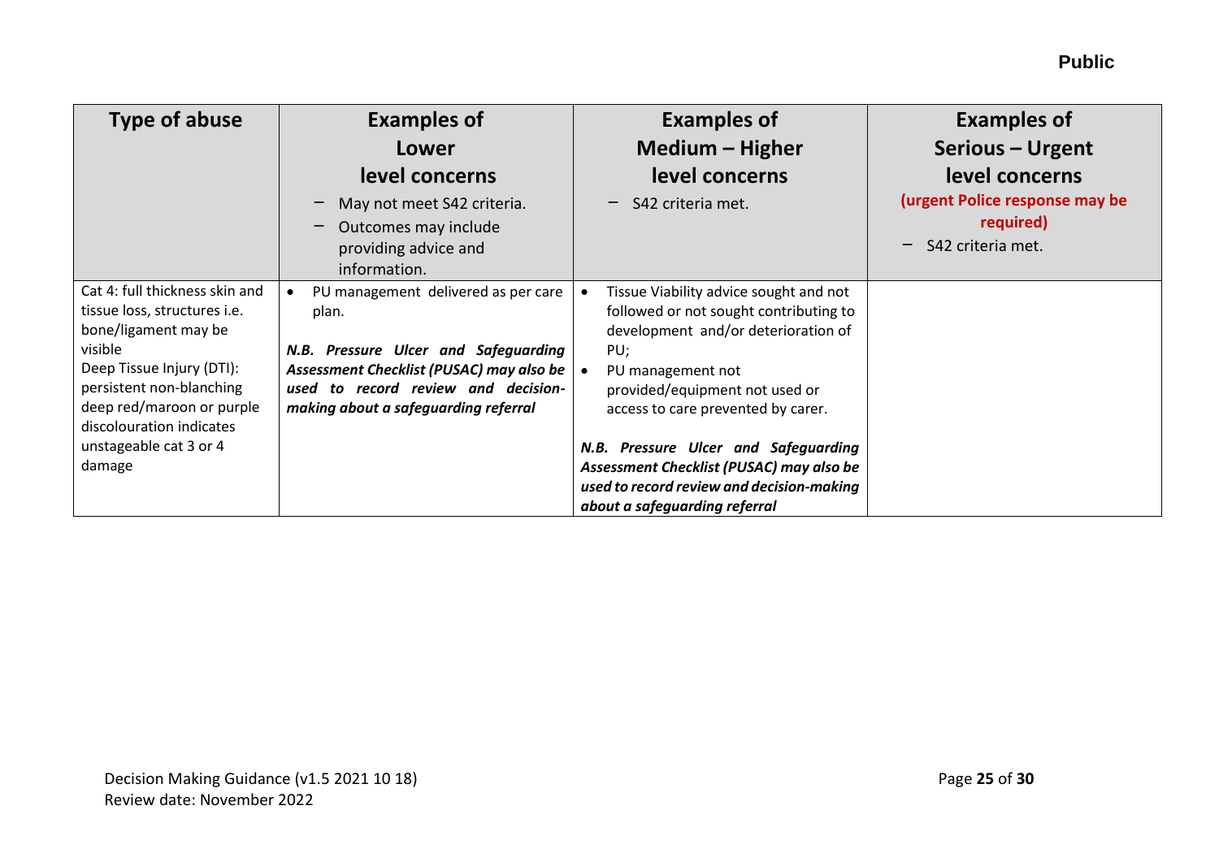| Type of abuse | Examples of Lower level concerns<br>– May not meet S42 criteria.<br>– Outcomes may include providing advice and information. | Examples of Medium – Higher level concerns<br>– S42 criteria met. | Examples of Serious – Urgent level concerns<br>**(urgent Police response may be required)**<br>– S42 criteria met. |
|---|---|---|---|
| Cat 4: full thickness skin and tissue loss, structures i.e. bone/ligament may be visible<br>Deep Tissue Injury (DTI): persistent non-blanching deep red/maroon or purple discolouration indicates unstageable cat 3 or 4 damage | • PU management delivered as per care plan.<br><br>***N.B. Pressure Ulcer and Safeguarding Assessment Checklist (PUSAC) may also be used to record review and decision-making about a safeguarding referral*** | • Tissue Viability advice sought and not followed or not sought contributing to development and/or deterioration of PU;<br>• PU management not provided/equipment not used or access to care prevented by carer.<br><br>***N.B. Pressure Ulcer and Safeguarding Assessment Checklist (PUSAC) may also be used to record review and decision-making about a safeguarding referral*** | |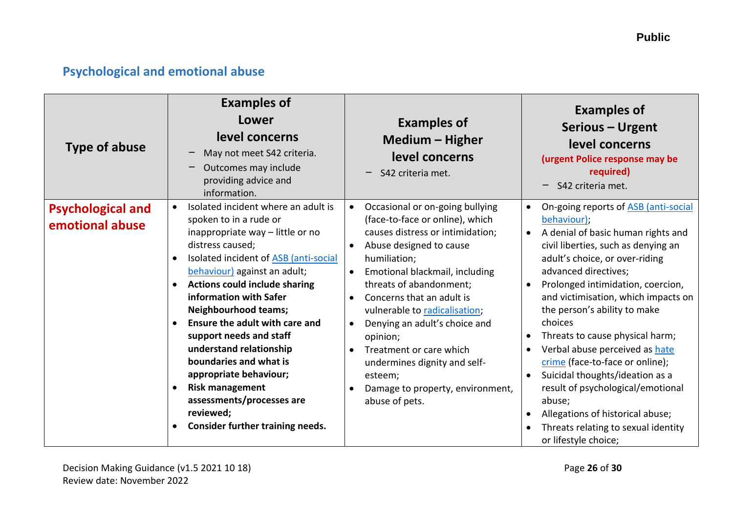## Psychological and emotional abuse

| Type of abuse | Examples of Lower level concerns<br>– May not meet S42 criteria.<br>– Outcomes may include providing advice and information. | Examples of Medium – Higher level concerns<br>– S42 criteria met. | Examples of Serious – Urgent level concerns **(urgent Police response may be required)**<br>– S42 criteria met. |
|---|---|---|---|
| **Psychological and emotional abuse** | • Isolated incident where an adult is spoken to in a rude or inappropriate way – little or no distress caused;<br>• Isolated incident of ASB (anti-social behaviour) against an adult;<br>• **Actions could include sharing information with Safer Neighbourhood teams;**<br>• **Ensure the adult with care and support needs and staff understand relationship boundaries and what is appropriate behaviour;**<br>• **Risk management assessments/processes are reviewed;**<br>• **Consider further training needs.** | • Occasional or on-going bullying (face-to-face or online), which causes distress or intimidation;<br>• Abuse designed to cause humiliation;<br>• Emotional blackmail, including threats of abandonment;<br>• Concerns that an adult is vulnerable to radicalisation;<br>• Denying an adult's choice and opinion;<br>• Treatment or care which undermines dignity and self-esteem;<br>• Damage to property, environment, abuse of pets. | • On-going reports of ASB (anti-social behaviour);<br>• A denial of basic human rights and civil liberties, such as denying an adult's choice, or over-riding advanced directives;<br>• Prolonged intimidation, coercion, and victimisation, which impacts on the person's ability to make choices<br>• Threats to cause physical harm;<br>• Verbal abuse perceived as hate crime (face-to-face or online);<br>• Suicidal thoughts/ideation as a result of psychological/emotional abuse;<br>• Allegations of historical abuse;<br>• Threats relating to sexual identity or lifestyle choice; |

Decision Making Guidance (v1.5 2021 10 18)
Review date: November 2022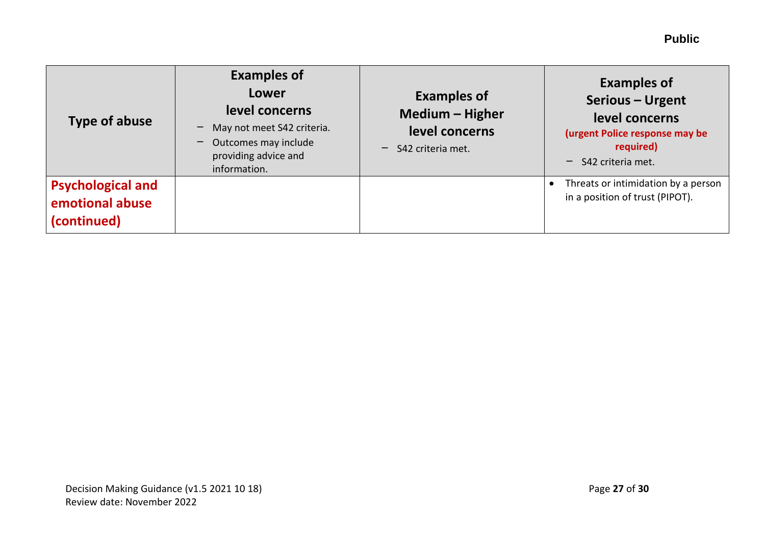| Type of abuse | Examples of Lower level concerns<br>– May not meet S42 criteria.<br>– Outcomes may include providing advice and information. | Examples of Medium – Higher level concerns<br>– S42 criteria met. | Examples of Serious – Urgent level concerns<br>**(urgent Police response may be required)**<br>– S42 criteria met. |
|---|---|---|---|
| **Psychological and emotional abuse (continued)** | | | • Threats or intimidation by a person in a position of trust (PIPOT). |

Decision Making Guidance (v1.5 2021 10 18)
Review date: November 2022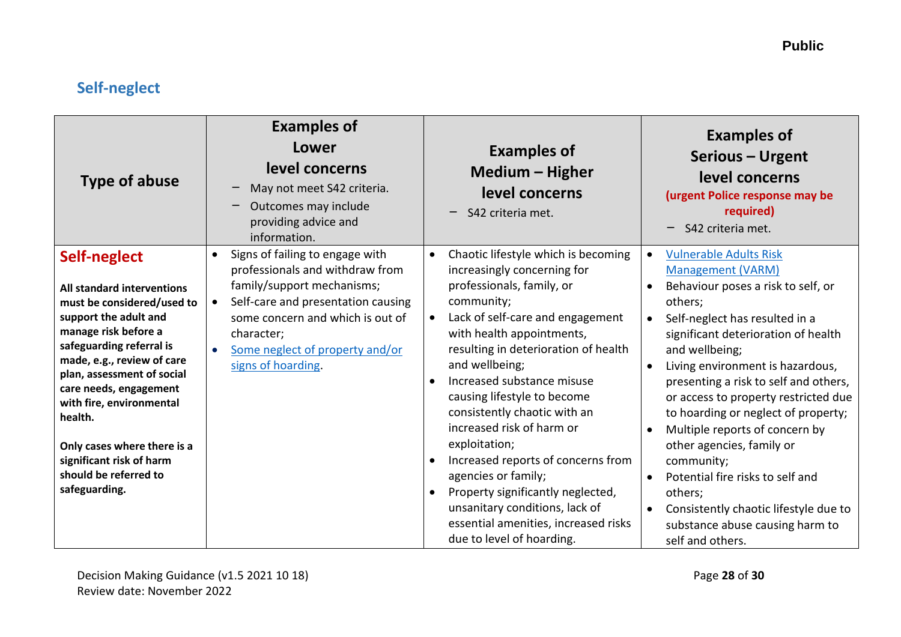## Self-neglect

| Type of abuse | Examples of Lower level concerns<br>– May not meet S42 criteria.<br>– Outcomes may include providing advice and information. | Examples of Medium – Higher level concerns<br>– S42 criteria met. | Examples of Serious – Urgent level concerns **(urgent Police response may be required)**<br>– S42 criteria met. |
|---|---|---|---|
| **Self-neglect**<br><br>**All standard interventions must be considered/used to support the adult and manage risk before a safeguarding referral is made, e.g., review of care plan, assessment of social care needs, engagement with fire, environmental health.**<br><br>**Only cases where there is a significant risk of harm should be referred to safeguarding.** | • Signs of failing to engage with professionals and withdraw from family/support mechanisms;<br>• Self-care and presentation causing some concern and which is out of character;<br>• Some neglect of property and/or signs of hoarding. | • Chaotic lifestyle which is becoming increasingly concerning for professionals, family, or community;<br>• Lack of self-care and engagement with health appointments, resulting in deterioration of health and wellbeing;<br>• Increased substance misuse causing lifestyle to become consistently chaotic with an increased risk of harm or exploitation;<br>• Increased reports of concerns from agencies or family;<br>• Property significantly neglected, unsanitary conditions, lack of essential amenities, increased risks due to level of hoarding. | • Vulnerable Adults Risk Management (VARM)<br>• Behaviour poses a risk to self, or others;<br>• Self-neglect has resulted in a significant deterioration of health and wellbeing;<br>• Living environment is hazardous, presenting a risk to self and others, or access to property restricted due to hoarding or neglect of property;<br>• Multiple reports of concern by other agencies, family or community;<br>• Potential fire risks to self and others;<br>• Consistently chaotic lifestyle due to substance abuse causing harm to self and others. |

Decision Making Guidance (v1.5 2021 10 18)
Review date: November 2022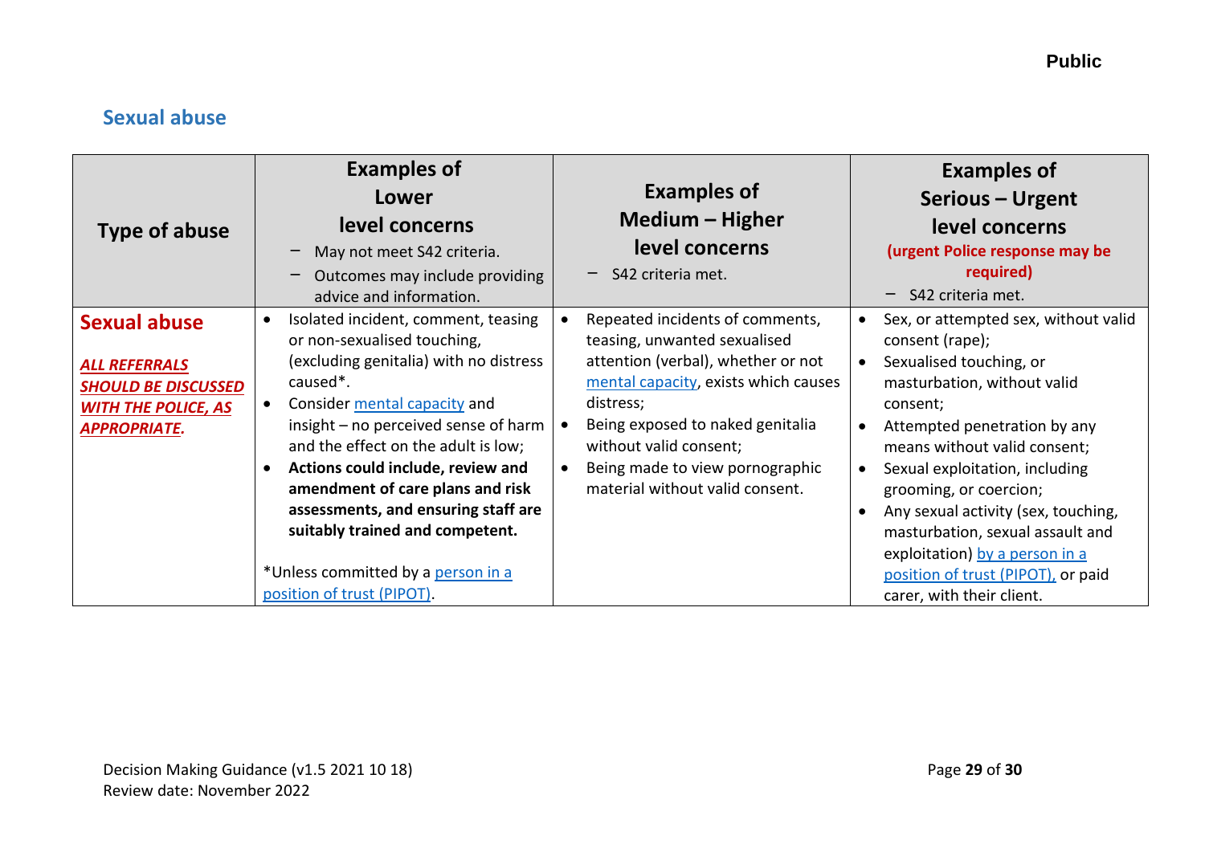## Sexual abuse

| Type of abuse | Examples of Lower level concerns<br>– May not meet S42 criteria.<br>– Outcomes may include providing advice and information. | Examples of Medium – Higher level concerns<br>– S42 criteria met. | Examples of Serious – Urgent level concerns **(urgent Police response may be required)**<br>– S42 criteria met. |
|---|---|---|---|
| **Sexual abuse**<br><br>***ALL REFERRALS SHOULD BE DISCUSSED WITH THE POLICE, AS APPROPRIATE.*** | • Isolated incident, comment, teasing or non-sexualised touching, (excluding genitalia) with no distress caused*.<br>• Consider mental capacity and insight – no perceived sense of harm and the effect on the adult is low;<br>• **Actions could include, review and amendment of care plans and risk assessments, and ensuring staff are suitably trained and competent.**<br><br>*Unless committed by a person in a position of trust (PIPOT). | • Repeated incidents of comments, teasing, unwanted sexualised attention (verbal), whether or not mental capacity, exists which causes distress;<br>• Being exposed to naked genitalia without valid consent;<br>• Being made to view pornographic material without valid consent. | • Sex, or attempted sex, without valid consent (rape);<br>• Sexualised touching, or masturbation, without valid consent;<br>• Attempted penetration by any means without valid consent;<br>• Sexual exploitation, including grooming, or coercion;<br>• Any sexual activity (sex, touching, masturbation, sexual assault and exploitation) by a person in a position of trust (PIPOT), or paid carer, with their client. |

Decision Making Guidance (v1.5 2021 10 18)
Review date: November 2022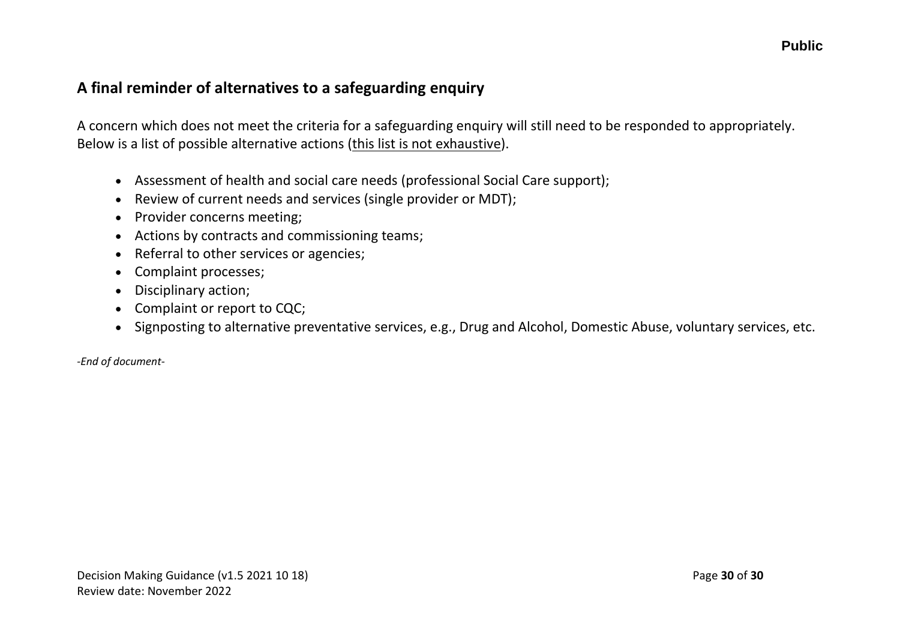## A final reminder of alternatives to a safeguarding enquiry

A concern which does not meet the criteria for a safeguarding enquiry will still need to be responded to appropriately. Below is a list of possible alternative actions (<u>this list is not exhaustive</u>).

- Assessment of health and social care needs (professional Social Care support);
- Review of current needs and services (single provider or MDT);
- Provider concerns meeting;
- Actions by contracts and commissioning teams;
- Referral to other services or agencies;
- Complaint processes;
- Disciplinary action;
- Complaint or report to CQC;
- Signposting to alternative preventative services, e.g., Drug and Alcohol, Domestic Abuse, voluntary services, etc.

*-End of document-*